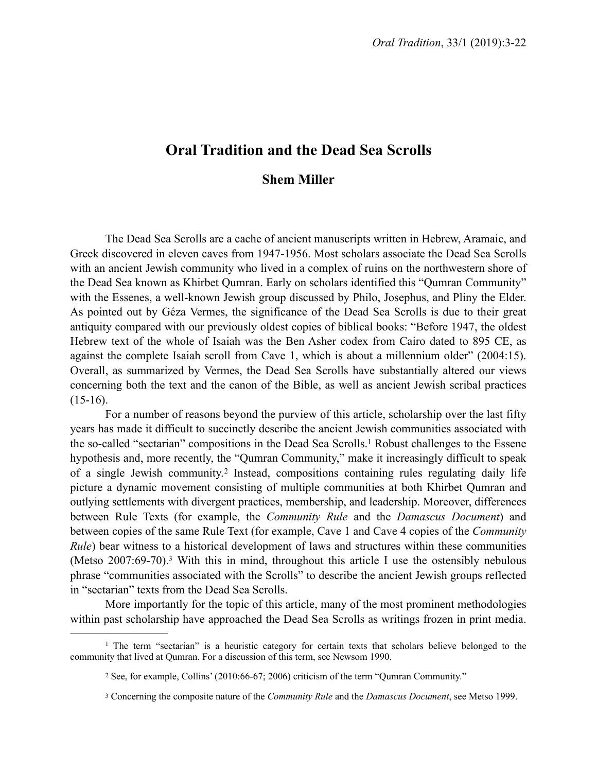# Oral Tradition and the Dead Sea Scrolls

## Shem Miller

The Dead Sea Scrolls are a cache of ancient manuscripts written in Hebrew, Aramaic, and Greek discovered in eleven caves from 1947-1956. Most scholars associate the Dead Sea Scrolls with an ancient Jewish community who lived in a complex of ruins on the northwestern shore of the Dead Sea known as Khirbet Qumran. Early on scholars identified this "Qumran Community" with the Essenes, a well-known Jewish group discussed by Philo, Josephus, and Pliny the Elder. As pointed out by Géza Vermes, the significance of the Dead Sea Scrolls is due to their great antiquity compared with our previously oldest copies of biblical books: "Before 1947, the oldest Hebrew text of the whole of Isaiah was the Ben Asher codex from Cairo dated to 895 CE, as against the complete Isaiah scroll from Cave 1, which is about a millennium older" (2004:15). Overall, as summarized by Vermes, the Dead Sea Scrolls have substantially altered our views concerning both the text and the canon of the Bible, as well as ancient Jewish scribal practices (15-16).

For a number of reasons beyond the purview of this article, scholarship over the last fifty years has made it difficult to succinctly describe the ancient Jewish communities associated with the so-called "sectarian" compositions in the Dead Sea Scrolls.[1] Robust challenges to the Essene hypothesis and, more recently, the "Qumran Community," make it increasingly difficult to speak of a single Jewish community.[2] Instead, compositions containing rules regulating daily life picture a dynamic movement consisting of multiple communities at both Khirbet Qumran and outlying settlements with divergent practices, membership, and leadership. Moreover, differences between Rule Texts (for example, the *Community Rule* and the *Damascus Document*) and between copies of the same Rule Text (for example, Cave 1 and Cave 4 copies of the *Community Rule*) bear witness to a historical development of laws and structures within these communities (Metso 2007:69-70).[3] With this in mind, throughout this article I use the ostensibly nebulous phrase "communities associated with the Scrolls" to describe the ancient Jewish groups reflected in "sectarian" texts from the Dead Sea Scrolls.

More importantly for the topic of this article, many of the most prominent methodologies within past scholarship have approached the Dead Sea Scrolls as writings frozen in print media.

---

[1] The term "sectarian" is a heuristic category for certain texts that scholars believe belonged to the community that lived at Qumran. For a discussion of this term, see Newsom 1990.

[2] See, for example, Collins' (2010:66-67; 2006) criticism of the term "Qumran Community."

[3] Concerning the composite nature of the *Community Rule* and the *Damascus Document*, see Metso 1999.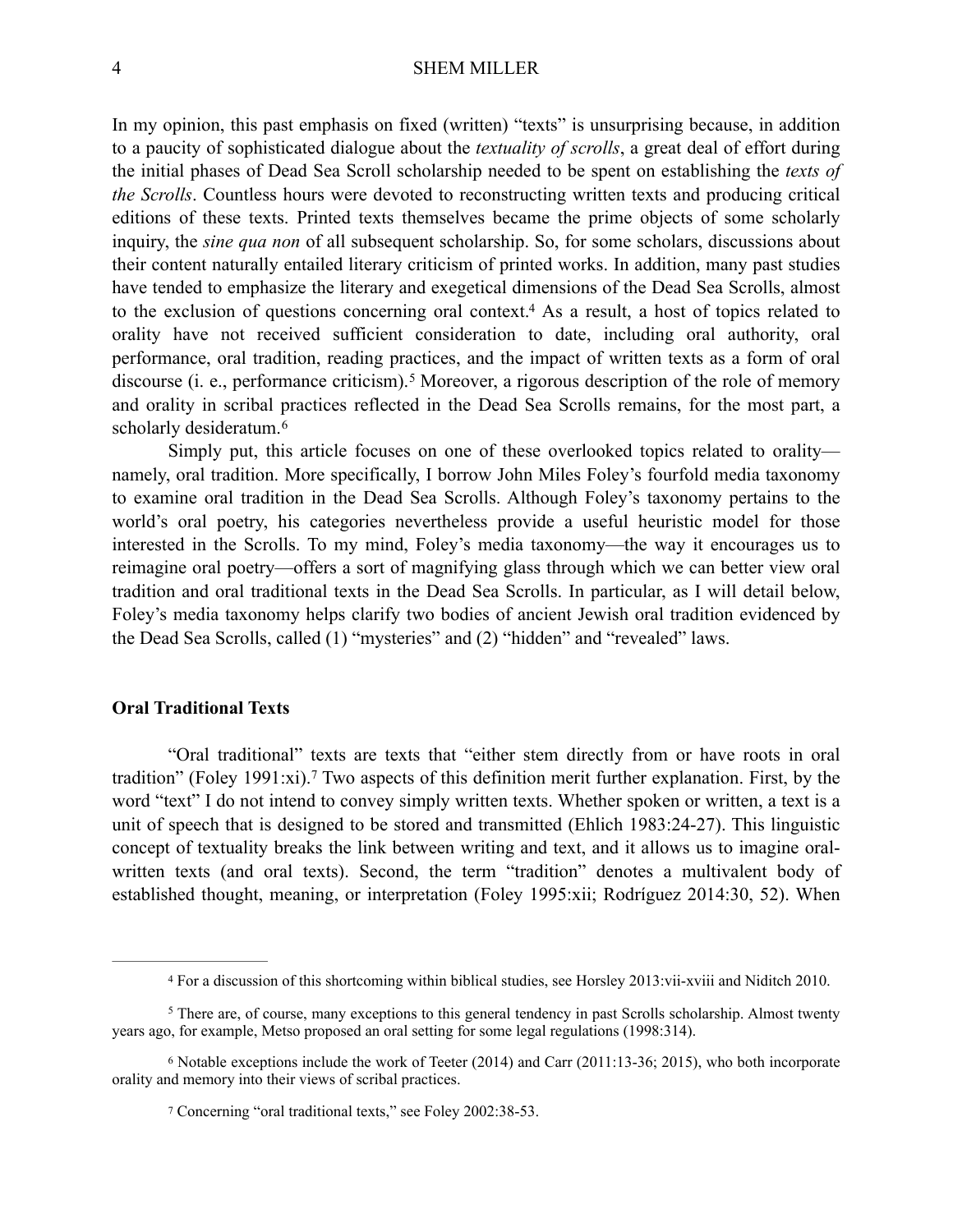In my opinion, this past emphasis on fixed (written) "texts" is unsurprising because, in addition to a paucity of sophisticated dialogue about the *textuality of scrolls*, a great deal of effort during the initial phases of Dead Sea Scroll scholarship needed to be spent on establishing the *texts of the Scrolls*. Countless hours were devoted to reconstructing written texts and producing critical editions of these texts. Printed texts themselves became the prime objects of some scholarly inquiry, the *sine qua non* of all subsequent scholarship. So, for some scholars, discussions about their content naturally entailed literary criticism of printed works. In addition, many past studies have tended to emphasize the literary and exegetical dimensions of the Dead Sea Scrolls, almost to the exclusion of questions concerning oral context.[4] As a result, a host of topics related to orality have not received sufficient consideration to date, including oral authority, oral performance, oral tradition, reading practices, and the impact of written texts as a form of oral discourse (i. e., performance criticism).[5] Moreover, a rigorous description of the role of memory and orality in scribal practices reflected in the Dead Sea Scrolls remains, for the most part, a scholarly desideratum.[6]

Simply put, this article focuses on one of these overlooked topics related to orality—namely, oral tradition. More specifically, I borrow John Miles Foley's fourfold media taxonomy to examine oral tradition in the Dead Sea Scrolls. Although Foley's taxonomy pertains to the world's oral poetry, his categories nevertheless provide a useful heuristic model for those interested in the Scrolls. To my mind, Foley's media taxonomy—the way it encourages us to reimagine oral poetry—offers a sort of magnifying glass through which we can better view oral tradition and oral traditional texts in the Dead Sea Scrolls. In particular, as I will detail below, Foley's media taxonomy helps clarify two bodies of ancient Jewish oral tradition evidenced by the Dead Sea Scrolls, called (1) "mysteries" and (2) "hidden" and "revealed" laws.

### Oral Traditional Texts

"Oral traditional" texts are texts that "either stem directly from or have roots in oral tradition" (Foley 1991:xi).[7] Two aspects of this definition merit further explanation. First, by the word "text" I do not intend to convey simply written texts. Whether spoken or written, a text is a unit of speech that is designed to be stored and transmitted (Ehlich 1983:24-27). This linguistic concept of textuality breaks the link between writing and text, and it allows us to imagine oral-written texts (and oral texts). Second, the term "tradition" denotes a multivalent body of established thought, meaning, or interpretation (Foley 1995:xii; Rodríguez 2014:30, 52). When

---

[4] For a discussion of this shortcoming within biblical studies, see Horsley 2013:vii-xviii and Niditch 2010.

[5] There are, of course, many exceptions to this general tendency in past Scrolls scholarship. Almost twenty years ago, for example, Metso proposed an oral setting for some legal regulations (1998:314).

[6] Notable exceptions include the work of Teeter (2014) and Carr (2011:13-36; 2015), who both incorporate orality and memory into their views of scribal practices.

[7] Concerning "oral traditional texts," see Foley 2002:38-53.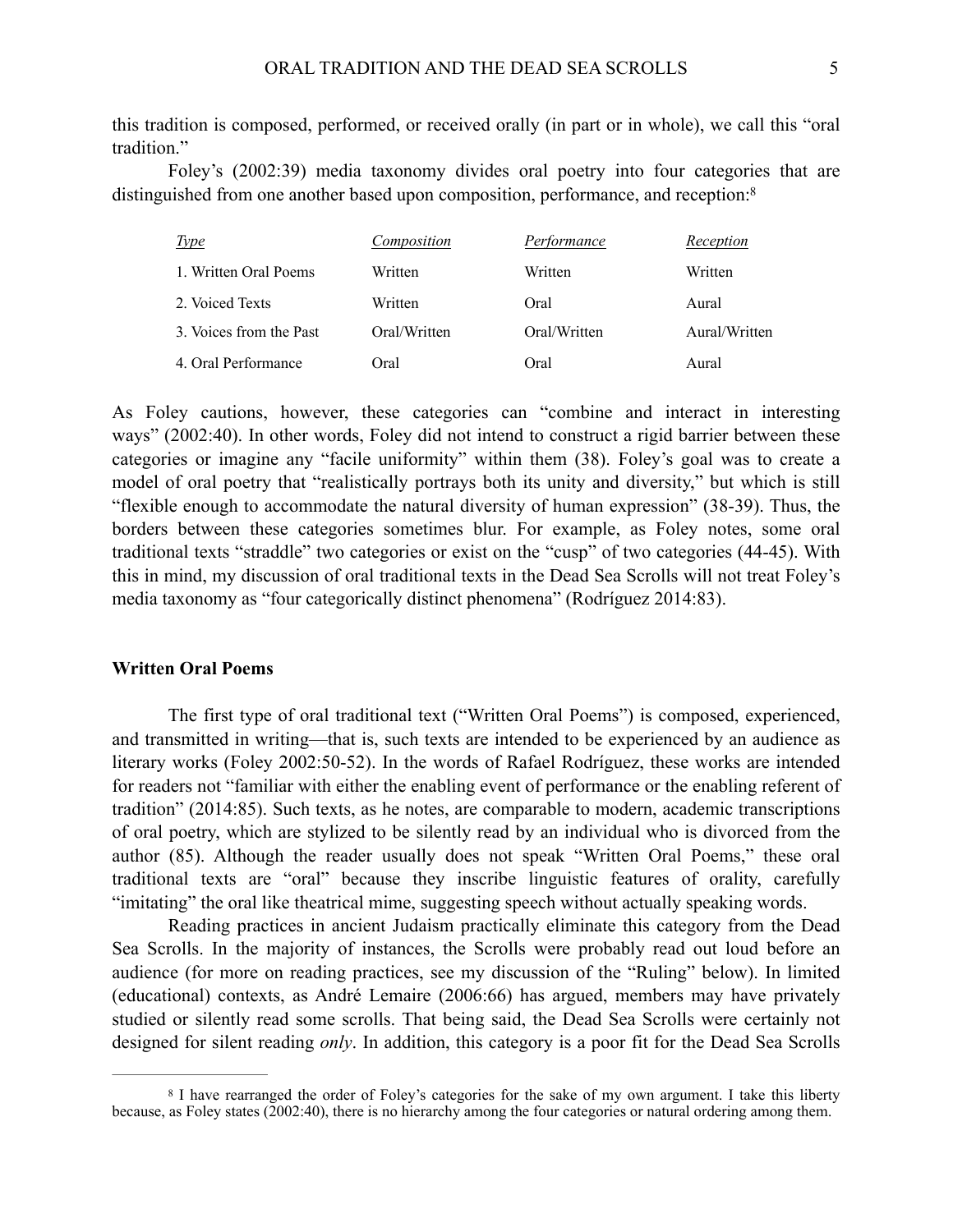this tradition is composed, performed, or received orally (in part or in whole), we call this "oral tradition."

Foley's (2002:39) media taxonomy divides oral poetry into four categories that are distinguished from one another based upon composition, performance, and reception:[8]

| *Type* | *Composition* | *Performance* | *Reception* |
|---|---|---|---|
| 1. Written Oral Poems | Written | Written | Written |
| 2. Voiced Texts | Written | Oral | Aural |
| 3. Voices from the Past | Oral/Written | Oral/Written | Aural/Written |
| 4. Oral Performance | Oral | Oral | Aural |

As Foley cautions, however, these categories can "combine and interact in interesting ways" (2002:40). In other words, Foley did not intend to construct a rigid barrier between these categories or imagine any "facile uniformity" within them (38). Foley's goal was to create a model of oral poetry that "realistically portrays both its unity and diversity," but which is still "flexible enough to accommodate the natural diversity of human expression" (38-39). Thus, the borders between these categories sometimes blur. For example, as Foley notes, some oral traditional texts "straddle" two categories or exist on the "cusp" of two categories (44-45). With this in mind, my discussion of oral traditional texts in the Dead Sea Scrolls will not treat Foley's media taxonomy as "four categorically distinct phenomena" (Rodríguez 2014:83).

### Written Oral Poems

The first type of oral traditional text ("Written Oral Poems") is composed, experienced, and transmitted in writing—that is, such texts are intended to be experienced by an audience as literary works (Foley 2002:50-52). In the words of Rafael Rodríguez, these works are intended for readers not "familiar with either the enabling event of performance or the enabling referent of tradition" (2014:85). Such texts, as he notes, are comparable to modern, academic transcriptions of oral poetry, which are stylized to be silently read by an individual who is divorced from the author (85). Although the reader usually does not speak "Written Oral Poems," these oral traditional texts are "oral" because they inscribe linguistic features of orality, carefully "imitating" the oral like theatrical mime, suggesting speech without actually speaking words.

Reading practices in ancient Judaism practically eliminate this category from the Dead Sea Scrolls. In the majority of instances, the Scrolls were probably read out loud before an audience (for more on reading practices, see my discussion of the "Ruling" below). In limited (educational) contexts, as André Lemaire (2006:66) has argued, members may have privately studied or silently read some scrolls. That being said, the Dead Sea Scrolls were certainly not designed for silent reading *only*. In addition, this category is a poor fit for the Dead Sea Scrolls

---

[8] I have rearranged the order of Foley's categories for the sake of my own argument. I take this liberty because, as Foley states (2002:40), there is no hierarchy among the four categories or natural ordering among them.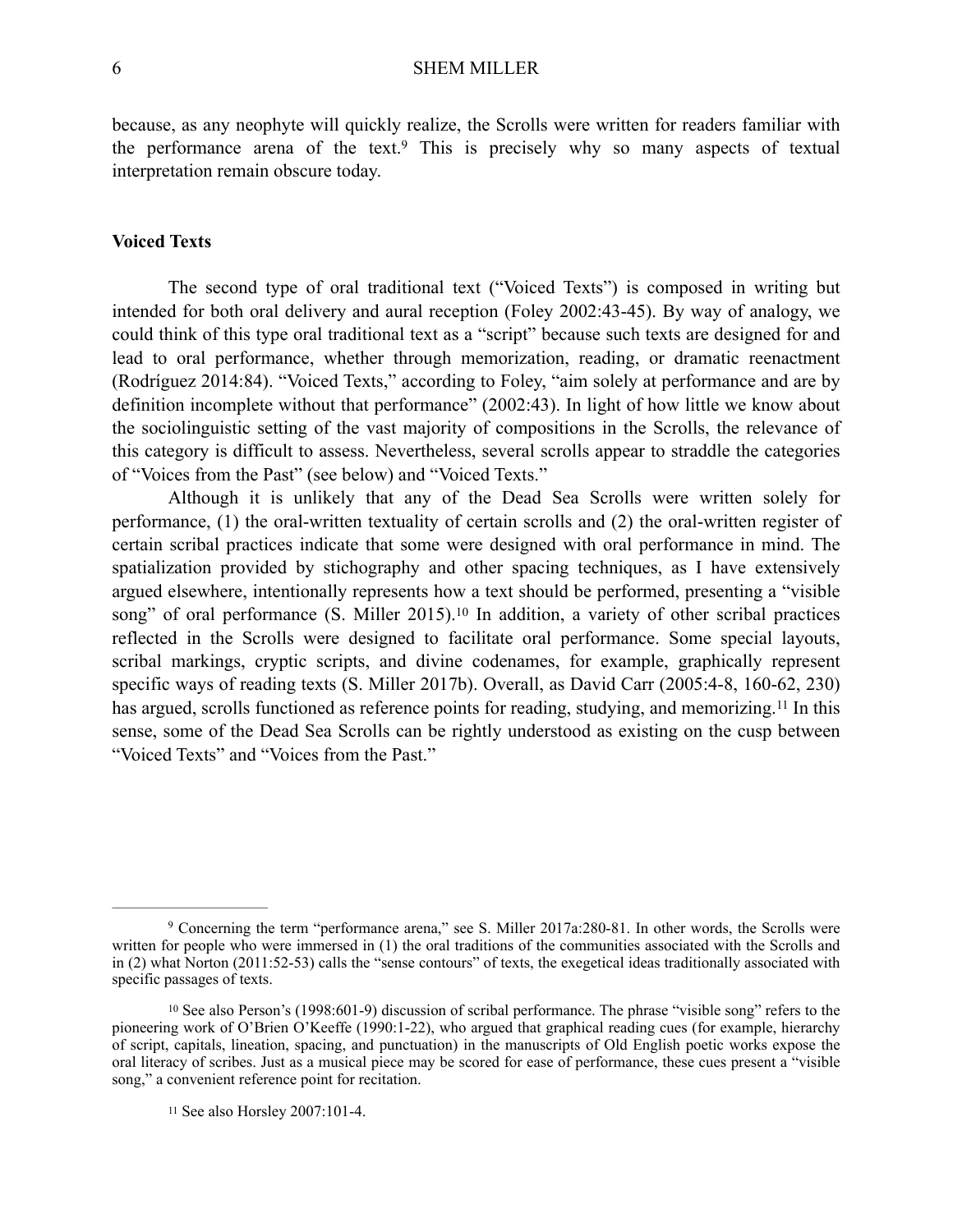because, as any neophyte will quickly realize, the Scrolls were written for readers familiar with the performance arena of the text.[9] This is precisely why so many aspects of textual interpretation remain obscure today.

**Voiced Texts**

The second type of oral traditional text ("Voiced Texts") is composed in writing but intended for both oral delivery and aural reception (Foley 2002:43-45). By way of analogy, we could think of this type oral traditional text as a "script" because such texts are designed for and lead to oral performance, whether through memorization, reading, or dramatic reenactment (Rodríguez 2014:84). "Voiced Texts," according to Foley, "aim solely at performance and are by definition incomplete without that performance" (2002:43). In light of how little we know about the sociolinguistic setting of the vast majority of compositions in the Scrolls, the relevance of this category is difficult to assess. Nevertheless, several scrolls appear to straddle the categories of "Voices from the Past" (see below) and "Voiced Texts."

Although it is unlikely that any of the Dead Sea Scrolls were written solely for performance, (1) the oral-written textuality of certain scrolls and (2) the oral-written register of certain scribal practices indicate that some were designed with oral performance in mind. The spatialization provided by stichography and other spacing techniques, as I have extensively argued elsewhere, intentionally represents how a text should be performed, presenting a "visible song" of oral performance (S. Miller 2015).[10] In addition, a variety of other scribal practices reflected in the Scrolls were designed to facilitate oral performance. Some special layouts, scribal markings, cryptic scripts, and divine codenames, for example, graphically represent specific ways of reading texts (S. Miller 2017b). Overall, as David Carr (2005:4-8, 160-62, 230) has argued, scrolls functioned as reference points for reading, studying, and memorizing.[11] In this sense, some of the Dead Sea Scrolls can be rightly understood as existing on the cusp between "Voiced Texts" and "Voices from the Past."

---

[9] Concerning the term "performance arena," see S. Miller 2017a:280-81. In other words, the Scrolls were written for people who were immersed in (1) the oral traditions of the communities associated with the Scrolls and in (2) what Norton (2011:52-53) calls the "sense contours" of texts, the exegetical ideas traditionally associated with specific passages of texts.

[10] See also Person's (1998:601-9) discussion of scribal performance. The phrase "visible song" refers to the pioneering work of O'Brien O'Keeffe (1990:1-22), who argued that graphical reading cues (for example, hierarchy of script, capitals, lineation, spacing, and punctuation) in the manuscripts of Old English poetic works expose the oral literacy of scribes. Just as a musical piece may be scored for ease of performance, these cues present a "visible song," a convenient reference point for recitation.

[11] See also Horsley 2007:101-4.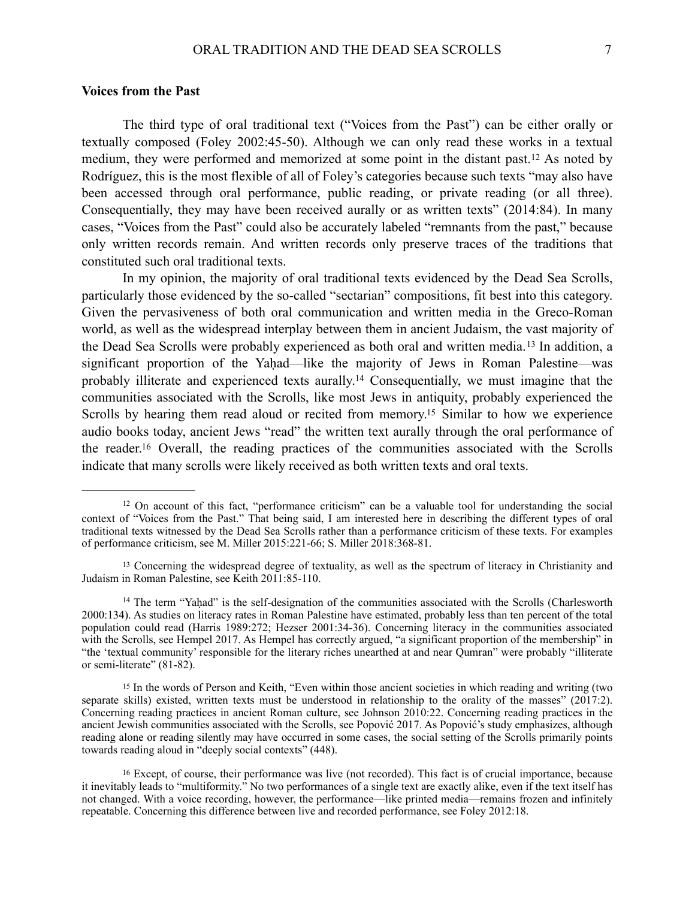## Voices from the Past

The third type of oral traditional text ("Voices from the Past") can be either orally or textually composed (Foley 2002:45-50). Although we can only read these works in a textual medium, they were performed and memorized at some point in the distant past.[12] As noted by Rodríguez, this is the most flexible of all of Foley's categories because such texts "may also have been accessed through oral performance, public reading, or private reading (or all three). Consequentially, they may have been received aurally or as written texts" (2014:84). In many cases, "Voices from the Past" could also be accurately labeled "remnants from the past," because only written records remain. And written records only preserve traces of the traditions that constituted such oral traditional texts.

In my opinion, the majority of oral traditional texts evidenced by the Dead Sea Scrolls, particularly those evidenced by the so-called "sectarian" compositions, fit best into this category. Given the pervasiveness of both oral communication and written media in the Greco-Roman world, as well as the widespread interplay between them in ancient Judaism, the vast majority of the Dead Sea Scrolls were probably experienced as both oral and written media.[13] In addition, a significant proportion of the Yaḥad—like the majority of Jews in Roman Palestine—was probably illiterate and experienced texts aurally.[14] Consequentially, we must imagine that the communities associated with the Scrolls, like most Jews in antiquity, probably experienced the Scrolls by hearing them read aloud or recited from memory.[15] Similar to how we experience audio books today, ancient Jews "read" the written text aurally through the oral performance of the reader.[16] Overall, the reading practices of the communities associated with the Scrolls indicate that many scrolls were likely received as both written texts and oral texts.

---

[12] On account of this fact, "performance criticism" can be a valuable tool for understanding the social context of "Voices from the Past." That being said, I am interested here in describing the different types of oral traditional texts witnessed by the Dead Sea Scrolls rather than a performance criticism of these texts. For examples of performance criticism, see M. Miller 2015:221-66; S. Miller 2018:368-81.

[13] Concerning the widespread degree of textuality, as well as the spectrum of literacy in Christianity and Judaism in Roman Palestine, see Keith 2011:85-110.

[14] The term "Yaḥad" is the self-designation of the communities associated with the Scrolls (Charlesworth 2000:134). As studies on literacy rates in Roman Palestine have estimated, probably less than ten percent of the total population could read (Harris 1989:272; Hezser 2001:34-36). Concerning literacy in the communities associated with the Scrolls, see Hempel 2017. As Hempel has correctly argued, "a significant proportion of the membership" in "the 'textual community' responsible for the literary riches unearthed at and near Qumran" were probably "illiterate or semi-literate" (81-82).

[15] In the words of Person and Keith, "Even within those ancient societies in which reading and writing (two separate skills) existed, written texts must be understood in relationship to the orality of the masses" (2017:2). Concerning reading practices in ancient Roman culture, see Johnson 2010:22. Concerning reading practices in the ancient Jewish communities associated with the Scrolls, see Popović 2017. As Popović's study emphasizes, although reading alone or reading silently may have occurred in some cases, the social setting of the Scrolls primarily points towards reading aloud in "deeply social contexts" (448).

[16] Except, of course, their performance was live (not recorded). This fact is of crucial importance, because it inevitably leads to "multiformity." No two performances of a single text are exactly alike, even if the text itself has not changed. With a voice recording, however, the performance—like printed media—remains frozen and infinitely repeatable. Concerning this difference between live and recorded performance, see Foley 2012:18.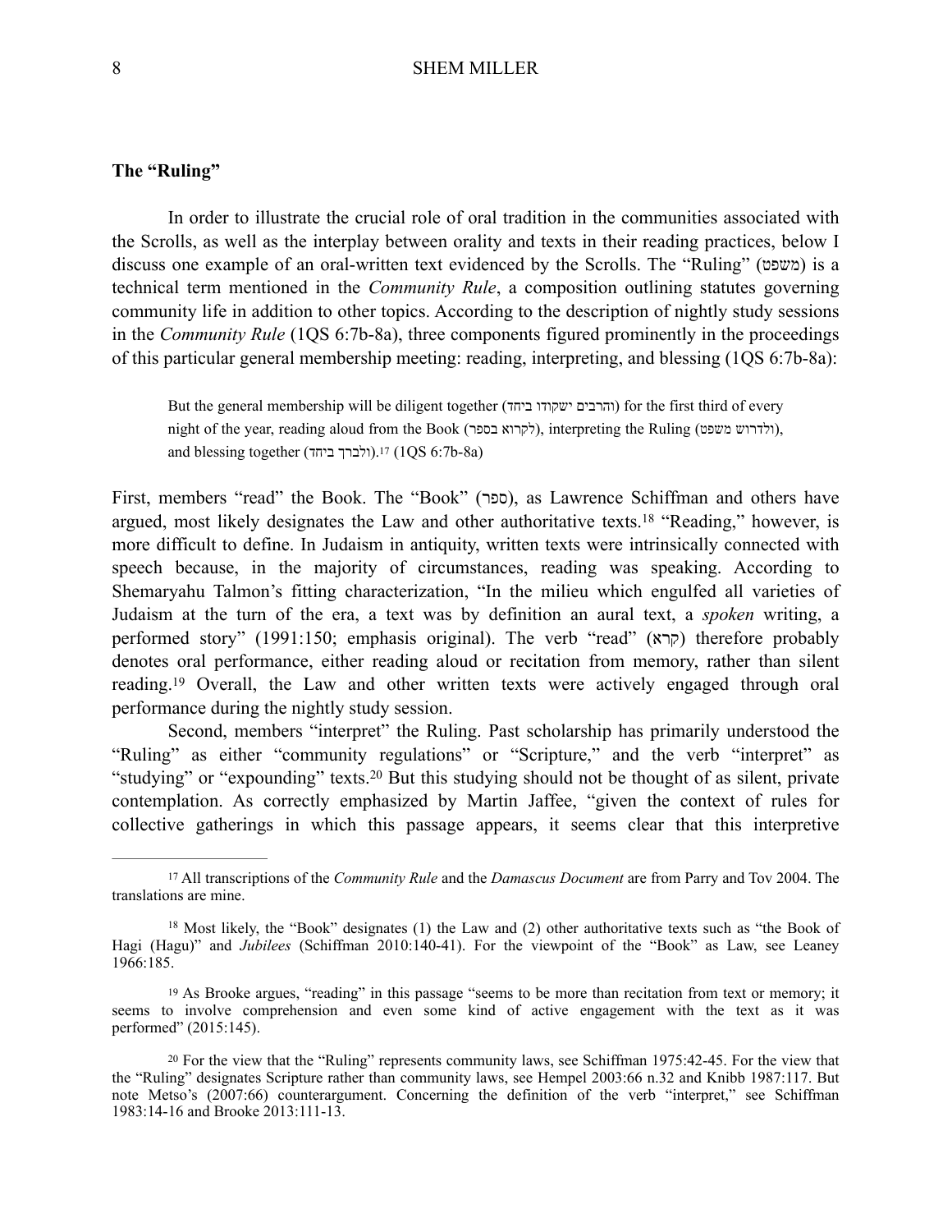### The "Ruling"

In order to illustrate the crucial role of oral tradition in the communities associated with the Scrolls, as well as the interplay between orality and texts in their reading practices, below I discuss one example of an oral-written text evidenced by the Scrolls. The "Ruling" (משפט) is a technical term mentioned in the *Community Rule*, a composition outlining statutes governing community life in addition to other topics. According to the description of nightly study sessions in the *Community Rule* (1QS 6:7b-8a), three components figured prominently in the proceedings of this particular general membership meeting: reading, interpreting, and blessing (1QS 6:7b-8a):

> But the general membership will be diligent together (והרבים ישקודו ביחד) for the first third of every night of the year, reading aloud from the Book (לקרוא בספר), interpreting the Ruling (ולדרוש משפט), and blessing together (ולברך ביחד).[17] (1QS 6:7b-8a)

First, members "read" the Book. The "Book" (ספר), as Lawrence Schiffman and others have argued, most likely designates the Law and other authoritative texts.[18] "Reading," however, is more difficult to define. In Judaism in antiquity, written texts were intrinsically connected with speech because, in the majority of circumstances, reading was speaking. According to Shemaryahu Talmon's fitting characterization, "In the milieu which engulfed all varieties of Judaism at the turn of the era, a text was by definition an aural text, a *spoken* writing, a performed story" (1991:150; emphasis original). The verb "read" (קרא) therefore probably denotes oral performance, either reading aloud or recitation from memory, rather than silent reading.[19] Overall, the Law and other written texts were actively engaged through oral performance during the nightly study session.

Second, members "interpret" the Ruling. Past scholarship has primarily understood the "Ruling" as either "community regulations" or "Scripture," and the verb "interpret" as "studying" or "expounding" texts.[20] But this studying should not be thought of as silent, private contemplation. As correctly emphasized by Martin Jaffee, "given the context of rules for collective gatherings in which this passage appears, it seems clear that this interpretive

---

[17] All transcriptions of the *Community Rule* and the *Damascus Document* are from Parry and Tov 2004. The translations are mine.

[18] Most likely, the "Book" designates (1) the Law and (2) other authoritative texts such as "the Book of Hagi (Hagu)" and *Jubilees* (Schiffman 2010:140-41). For the viewpoint of the "Book" as Law, see Leaney 1966:185.

[19] As Brooke argues, "reading" in this passage "seems to be more than recitation from text or memory; it seems to involve comprehension and even some kind of active engagement with the text as it was performed" (2015:145).

[20] For the view that the "Ruling" represents community laws, see Schiffman 1975:42-45. For the view that the "Ruling" designates Scripture rather than community laws, see Hempel 2003:66 n.32 and Knibb 1987:117. But note Metso's (2007:66) counterargument. Concerning the definition of the verb "interpret," see Schiffman 1983:14-16 and Brooke 2013:111-13.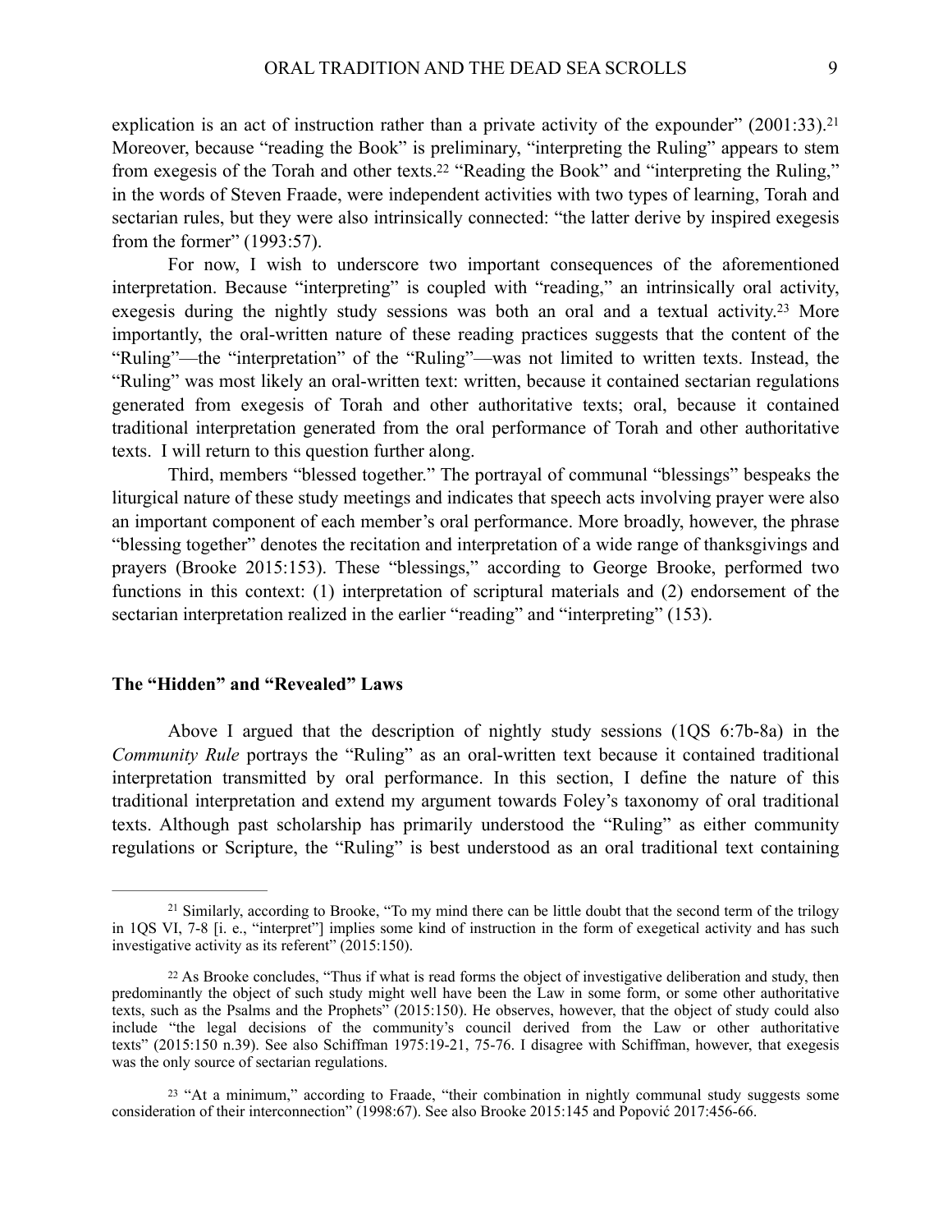explication is an act of instruction rather than a private activity of the expounder" (2001:33).[21] Moreover, because "reading the Book" is preliminary, "interpreting the Ruling" appears to stem from exegesis of the Torah and other texts.[22] "Reading the Book" and "interpreting the Ruling," in the words of Steven Fraade, were independent activities with two types of learning, Torah and sectarian rules, but they were also intrinsically connected: "the latter derive by inspired exegesis from the former" (1993:57).

For now, I wish to underscore two important consequences of the aforementioned interpretation. Because "interpreting" is coupled with "reading," an intrinsically oral activity, exegesis during the nightly study sessions was both an oral and a textual activity.[23] More importantly, the oral-written nature of these reading practices suggests that the content of the "Ruling"—the "interpretation" of the "Ruling"—was not limited to written texts. Instead, the "Ruling" was most likely an oral-written text: written, because it contained sectarian regulations generated from exegesis of Torah and other authoritative texts; oral, because it contained traditional interpretation generated from the oral performance of Torah and other authoritative texts. I will return to this question further along.

Third, members "blessed together." The portrayal of communal "blessings" bespeaks the liturgical nature of these study meetings and indicates that speech acts involving prayer were also an important component of each member's oral performance. More broadly, however, the phrase "blessing together" denotes the recitation and interpretation of a wide range of thanksgivings and prayers (Brooke 2015:153). These "blessings," according to George Brooke, performed two functions in this context: (1) interpretation of scriptural materials and (2) endorsement of the sectarian interpretation realized in the earlier "reading" and "interpreting" (153).

### The "Hidden" and "Revealed" Laws

Above I argued that the description of nightly study sessions (1QS 6:7b-8a) in the *Community Rule* portrays the "Ruling" as an oral-written text because it contained traditional interpretation transmitted by oral performance. In this section, I define the nature of this traditional interpretation and extend my argument towards Foley's taxonomy of oral traditional texts. Although past scholarship has primarily understood the "Ruling" as either community regulations or Scripture, the "Ruling" is best understood as an oral traditional text containing

---

[21] Similarly, according to Brooke, "To my mind there can be little doubt that the second term of the trilogy in 1QS VI, 7-8 [i. e., "interpret"] implies some kind of instruction in the form of exegetical activity and has such investigative activity as its referent" (2015:150).

[22] As Brooke concludes, "Thus if what is read forms the object of investigative deliberation and study, then predominantly the object of such study might well have been the Law in some form, or some other authoritative texts, such as the Psalms and the Prophets" (2015:150). He observes, however, that the object of study could also include "the legal decisions of the community's council derived from the Law or other authoritative texts" (2015:150 n.39). See also Schiffman 1975:19-21, 75-76. I disagree with Schiffman, however, that exegesis was the only source of sectarian regulations.

[23] "At a minimum," according to Fraade, "their combination in nightly communal study suggests some consideration of their interconnection" (1998:67). See also Brooke 2015:145 and Popović 2017:456-66.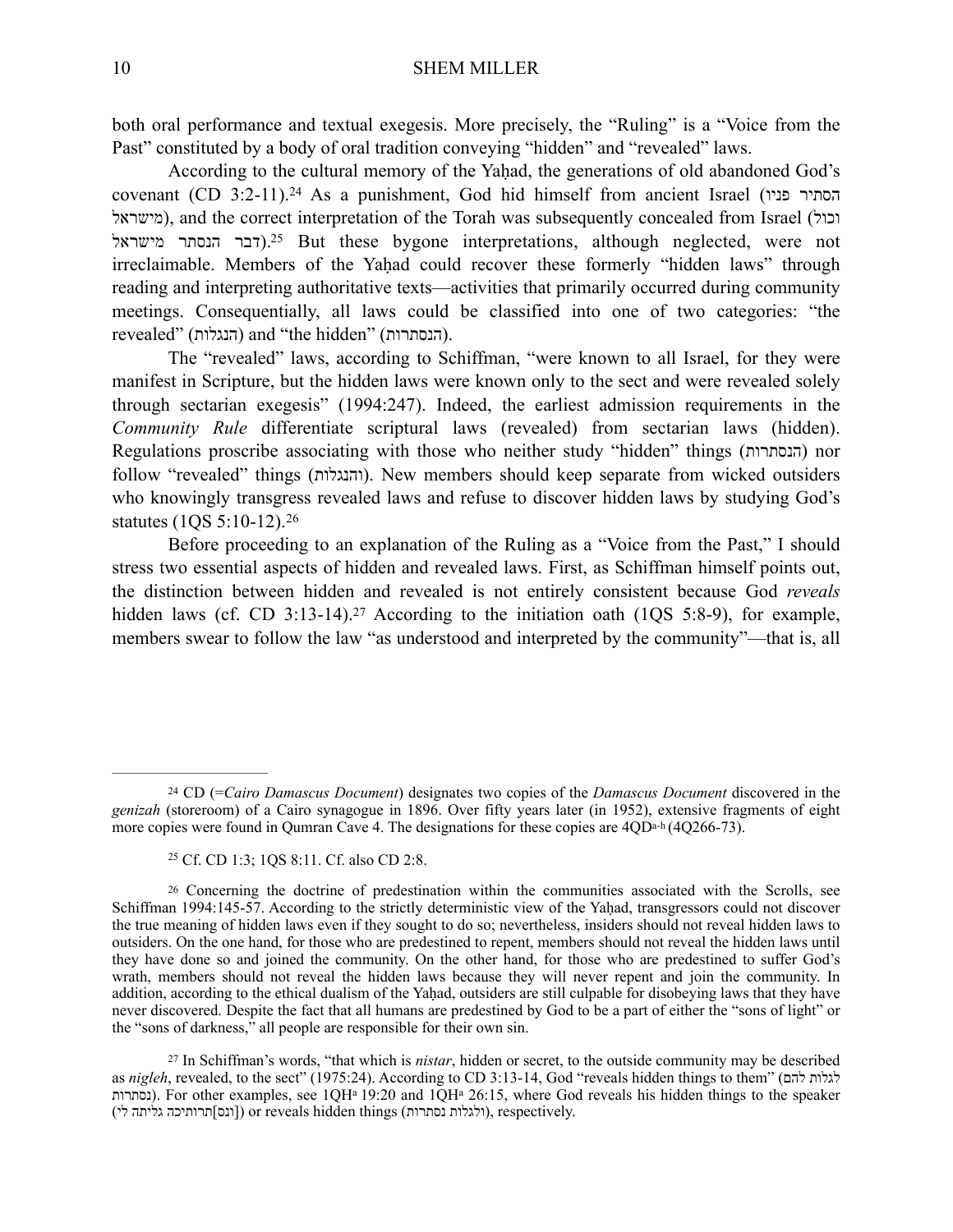both oral performance and textual exegesis. More precisely, the "Ruling" is a "Voice from the Past" constituted by a body of oral tradition conveying "hidden" and "revealed" laws.

According to the cultural memory of the Yaḥad, the generations of old abandoned God's covenant (CD 3:2-11).[24] As a punishment, God hid himself from ancient Israel (הסתיר פניו מישראל), and the correct interpretation of the Torah was subsequently concealed from Israel (וכול דבר הנסתר מישראל).[25] But these bygone interpretations, although neglected, were not irreclaimable. Members of the Yaḥad could recover these formerly "hidden laws" through reading and interpreting authoritative texts—activities that primarily occurred during community meetings. Consequentially, all laws could be classified into one of two categories: "the revealed" (הנגלות) and "the hidden" (הנסתרות).

The "revealed" laws, according to Schiffman, "were known to all Israel, for they were manifest in Scripture, but the hidden laws were known only to the sect and were revealed solely through sectarian exegesis" (1994:247). Indeed, the earliest admission requirements in the *Community Rule* differentiate scriptural laws (revealed) from sectarian laws (hidden). Regulations proscribe associating with those who neither study "hidden" things (הנסתרות) nor follow "revealed" things (והנגלות). New members should keep separate from wicked outsiders who knowingly transgress revealed laws and refuse to discover hidden laws by studying God's statutes (1QS 5:10-12).[26]

Before proceeding to an explanation of the Ruling as a "Voice from the Past," I should stress two essential aspects of hidden and revealed laws. First, as Schiffman himself points out, the distinction between hidden and revealed is not entirely consistent because God *reveals* hidden laws (cf. CD 3:13-14).[27] According to the initiation oath (1QS 5:8-9), for example, members swear to follow the law "as understood and interpreted by the community"—that is, all

---

[24] CD (=*Cairo Damascus Document*) designates two copies of the *Damascus Document* discovered in the *genizah* (storeroom) of a Cairo synagogue in 1896. Over fifty years later (in 1952), extensive fragments of eight more copies were found in Qumran Cave 4. The designations for these copies are 4QD[a-h] (4Q266-73).

[25] Cf. CD 1:3; 1QS 8:11. Cf. also CD 2:8.

[26] Concerning the doctrine of predestination within the communities associated with the Scrolls, see Schiffman 1994:145-57. According to the strictly deterministic view of the Yaḥad, transgressors could not discover the true meaning of hidden laws even if they sought to do so; nevertheless, insiders should not reveal hidden laws to outsiders. On the one hand, for those who are predestined to repent, members should not reveal the hidden laws until they have done so and joined the community. On the other hand, for those who are predestined to suffer God's wrath, members should not reveal the hidden laws because they will never repent and join the community. In addition, according to the ethical dualism of the Yaḥad, outsiders are still culpable for disobeying laws that they have never discovered. Despite the fact that all humans are predestined by God to be a part of either the "sons of light" or the "sons of darkness," all people are responsible for their own sin.

[27] In Schiffman's words, "that which is *nistar*, hidden or secret, to the outside community may be described as *nigleh*, revealed, to the sect" (1975:24). According to CD 3:13-14, God "reveals hidden things to them" (לגלות להם נסתרות). For other examples, see 1QH[a] 19:20 and 1QH[a] 26:15, where God reveals his hidden things to the speaker (ונס]תרותיכה גליתה לי]) or reveals hidden things (ולגלות נסתרות), respectively.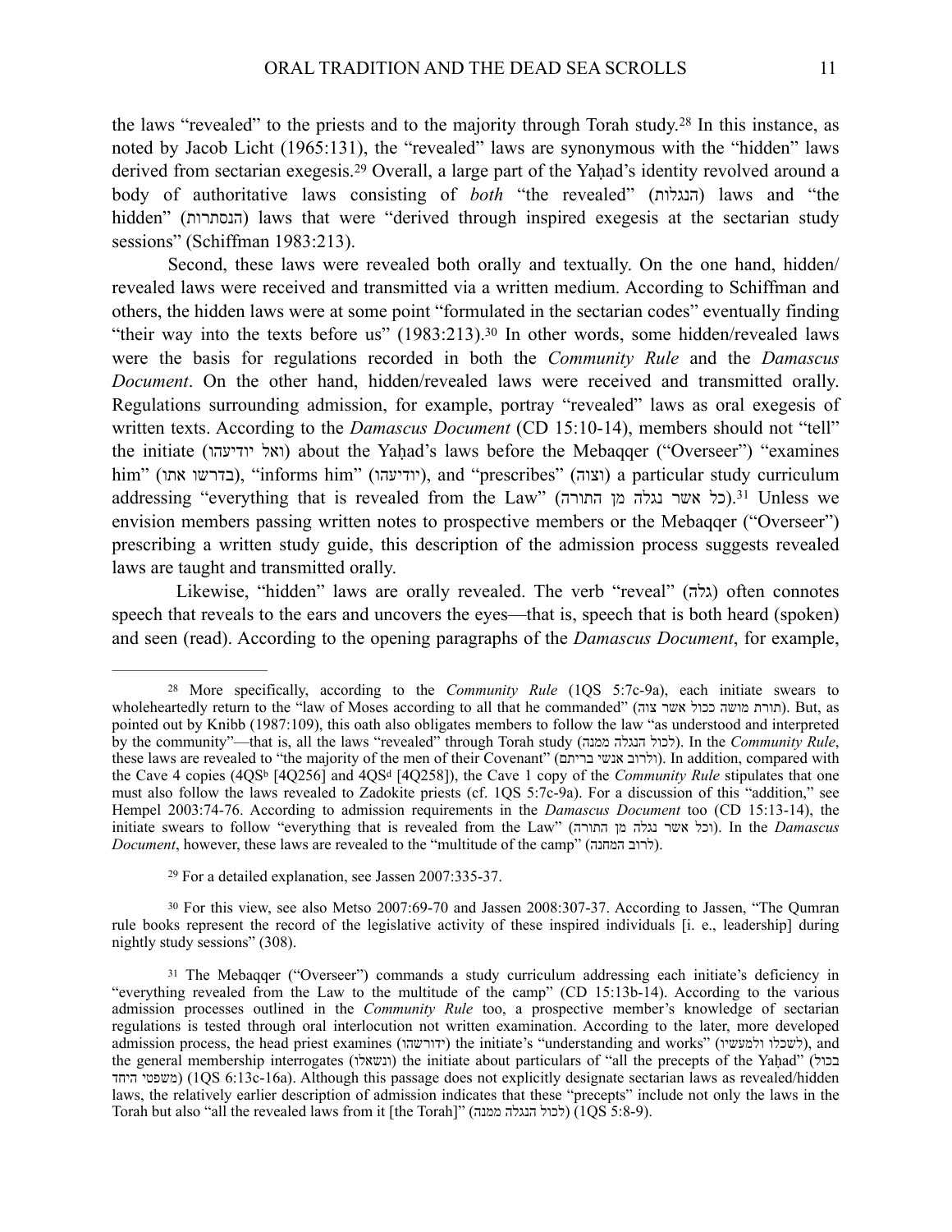the laws "revealed" to the priests and to the majority through Torah study.[28] In this instance, as noted by Jacob Licht (1965:131), the "revealed" laws are synonymous with the "hidden" laws derived from sectarian exegesis.[29] Overall, a large part of the Yaḥad's identity revolved around a body of authoritative laws consisting of *both* "the revealed" (הנגלות) laws and "the hidden" (הנסתרות) laws that were "derived through inspired exegesis at the sectarian study sessions" (Schiffman 1983:213).

Second, these laws were revealed both orally and textually. On the one hand, hidden/revealed laws were received and transmitted via a written medium. According to Schiffman and others, the hidden laws were at some point "formulated in the sectarian codes" eventually finding "their way into the texts before us" (1983:213).[30] In other words, some hidden/revealed laws were the basis for regulations recorded in both the *Community Rule* and the *Damascus Document*. On the other hand, hidden/revealed laws were received and transmitted orally. Regulations surrounding admission, for example, portray "revealed" laws as oral exegesis of written texts. According to the *Damascus Document* (CD 15:10-14), members should not "tell" the initiate (ואל יודיעהו) about the Yaḥad's laws before the Mebaqqer ("Overseer") "examines him" (בדרשו אתו), "informs him" (יודיעהו), and "prescribes" (וצוה) a particular study curriculum addressing "everything that is revealed from the Law" (כל אשר נגלה מן התורה).[31] Unless we envision members passing written notes to prospective members or the Mebaqqer ("Overseer") prescribing a written study guide, this description of the admission process suggests revealed laws are taught and transmitted orally.

Likewise, "hidden" laws are orally revealed. The verb "reveal" (גלה) often connotes speech that reveals to the ears and uncovers the eyes—that is, speech that is both heard (spoken) and seen (read). According to the opening paragraphs of the *Damascus Document*, for example,

---

[28] More specifically, according to the *Community Rule* (1QS 5:7c-9a), each initiate swears to wholeheartedly return to the "law of Moses according to all that he commanded" (תורת מושה ככול אשר צוה). But, as pointed out by Knibb (1987:109), this oath also obligates members to follow the law "as understood and interpreted by the community"—that is, all the laws "revealed" through Torah study (לכול הנגלה ממנה). In the *Community Rule*, these laws are revealed to "the majority of the men of their Covenant" (ולרוב אנשי בריתם). In addition, compared with the Cave 4 copies (4QS[b] [4Q256] and 4QS[d] [4Q258]), the Cave 1 copy of the *Community Rule* stipulates that one must also follow the laws revealed to Zadokite priests (cf. 1QS 5:7c-9a). For a discussion of this "addition," see Hempel 2003:74-76. According to admission requirements in the *Damascus Document* too (CD 15:13-14), the initiate swears to follow "everything that is revealed from the Law" (וכל אשר נגלה מן התורה). In the *Damascus Document*, however, these laws are revealed to the "multitude of the camp" (לרוב המחנה).

[29] For a detailed explanation, see Jassen 2007:335-37.

[30] For this view, see also Metso 2007:69-70 and Jassen 2008:307-37. According to Jassen, "The Qumran rule books represent the record of the legislative activity of these inspired individuals [i. e., leadership] during nightly study sessions" (308).

[31] The Mebaqqer ("Overseer") commands a study curriculum addressing each initiate's deficiency in "everything revealed from the Law to the multitude of the camp" (CD 15:13b-14). According to the various admission processes outlined in the *Community Rule* too, a prospective member's knowledge of sectarian regulations is tested through oral interlocution not written examination. According to the later, more developed admission process, the head priest examines (ידורשהו) the initiate's "understanding and works" (לשכלו ולמעשיו), and the general membership interrogates (ונשאלו) the initiate about particulars of "all the precepts of the Yaḥad" (בכול משפטי היחד) (1QS 6:13c-16a). Although this passage does not explicitly designate sectarian laws as revealed/hidden laws, the relatively earlier description of admission indicates that these "precepts" include not only the laws in the Torah but also "all the revealed laws from it [the Torah]" (לכול הנגלה ממנה) (1QS 5:8-9).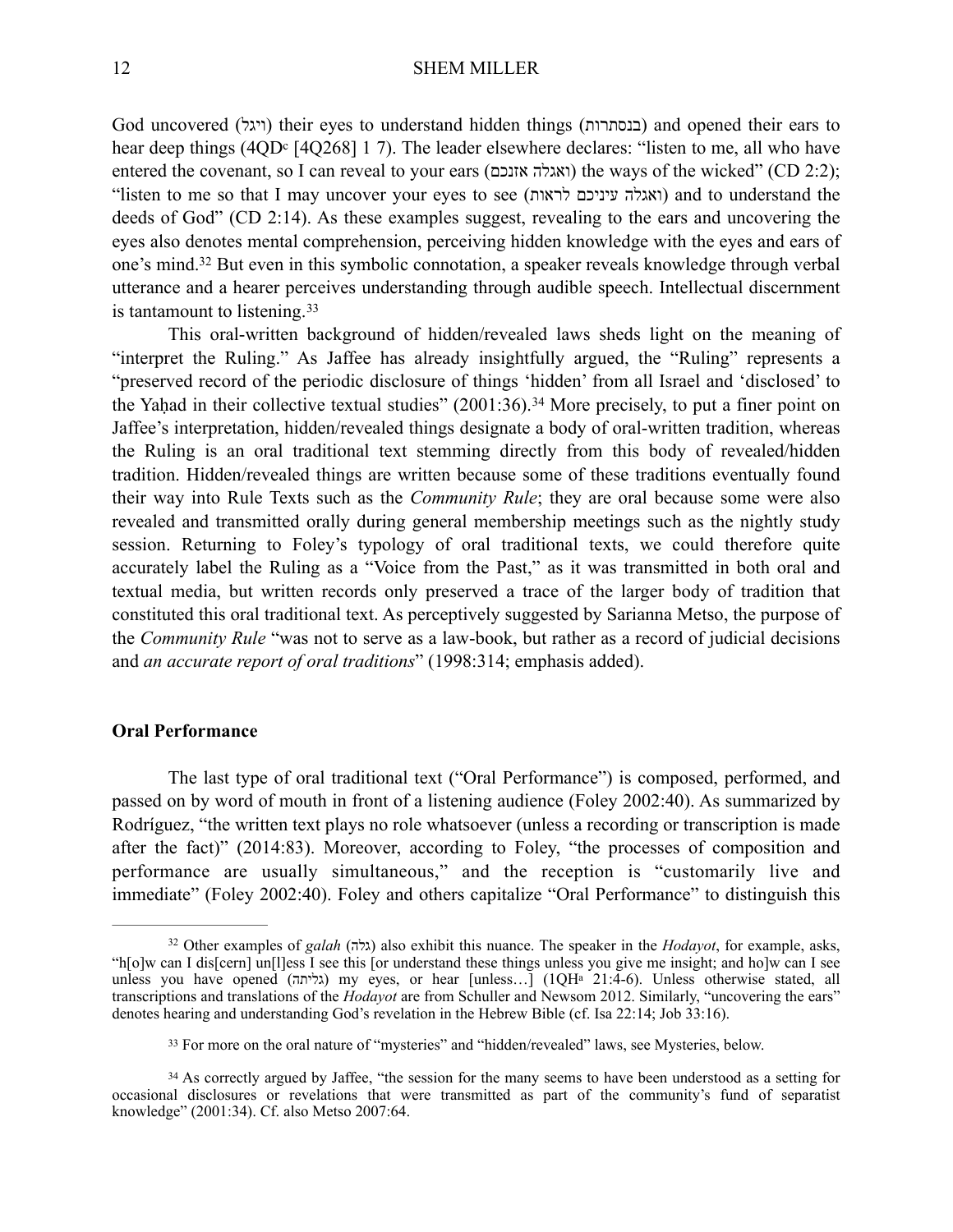God uncovered (ויגל) their eyes to understand hidden things (בנסתרות) and opened their ears to hear deep things (4QD[c] [4Q268] 1 7). The leader elsewhere declares: "listen to me, all who have entered the covenant, so I can reveal to your ears (ואגלה אזנכם) the ways of the wicked" (CD 2:2); "listen to me so that I may uncover your eyes to see (ואגלה עיניכם לראות) and to understand the deeds of God" (CD 2:14). As these examples suggest, revealing to the ears and uncovering the eyes also denotes mental comprehension, perceiving hidden knowledge with the eyes and ears of one's mind.[32] But even in this symbolic connotation, a speaker reveals knowledge through verbal utterance and a hearer perceives understanding through audible speech. Intellectual discernment is tantamount to listening.[33]

This oral-written background of hidden/revealed laws sheds light on the meaning of "interpret the Ruling." As Jaffee has already insightfully argued, the "Ruling" represents a "preserved record of the periodic disclosure of things 'hidden' from all Israel and 'disclosed' to the Yaḥad in their collective textual studies" (2001:36).[34] More precisely, to put a finer point on Jaffee's interpretation, hidden/revealed things designate a body of oral-written tradition, whereas the Ruling is an oral traditional text stemming directly from this body of revealed/hidden tradition. Hidden/revealed things are written because some of these traditions eventually found their way into Rule Texts such as the *Community Rule*; they are oral because some were also revealed and transmitted orally during general membership meetings such as the nightly study session. Returning to Foley's typology of oral traditional texts, we could therefore quite accurately label the Ruling as a "Voice from the Past," as it was transmitted in both oral and textual media, but written records only preserved a trace of the larger body of tradition that constituted this oral traditional text. As perceptively suggested by Sarianna Metso, the purpose of the *Community Rule* "was not to serve as a law-book, but rather as a record of judicial decisions and *an accurate report of oral traditions*" (1998:314; emphasis added).

### Oral Performance

The last type of oral traditional text ("Oral Performance") is composed, performed, and passed on by word of mouth in front of a listening audience (Foley 2002:40). As summarized by Rodríguez, "the written text plays no role whatsoever (unless a recording or transcription is made after the fact)" (2014:83). Moreover, according to Foley, "the processes of composition and performance are usually simultaneous," and the reception is "customarily live and immediate" (Foley 2002:40). Foley and others capitalize "Oral Performance" to distinguish this

---

[32] Other examples of *galah* (גלה) also exhibit this nuance. The speaker in the *Hodayot*, for example, asks, "h[o]w can I dis[cern] un[l]ess I see this [or understand these things unless you give me insight; and ho]w can I see unless you have opened (גליתה) my eyes, or hear [unless…] (1QH[a] 21:4-6). Unless otherwise stated, all transcriptions and translations of the *Hodayot* are from Schuller and Newsom 2012. Similarly, "uncovering the ears" denotes hearing and understanding God's revelation in the Hebrew Bible (cf. Isa 22:14; Job 33:16).

[33] For more on the oral nature of "mysteries" and "hidden/revealed" laws, see Mysteries, below.

[34] As correctly argued by Jaffee, "the session for the many seems to have been understood as a setting for occasional disclosures or revelations that were transmitted as part of the community's fund of separatist knowledge" (2001:34). Cf. also Metso 2007:64.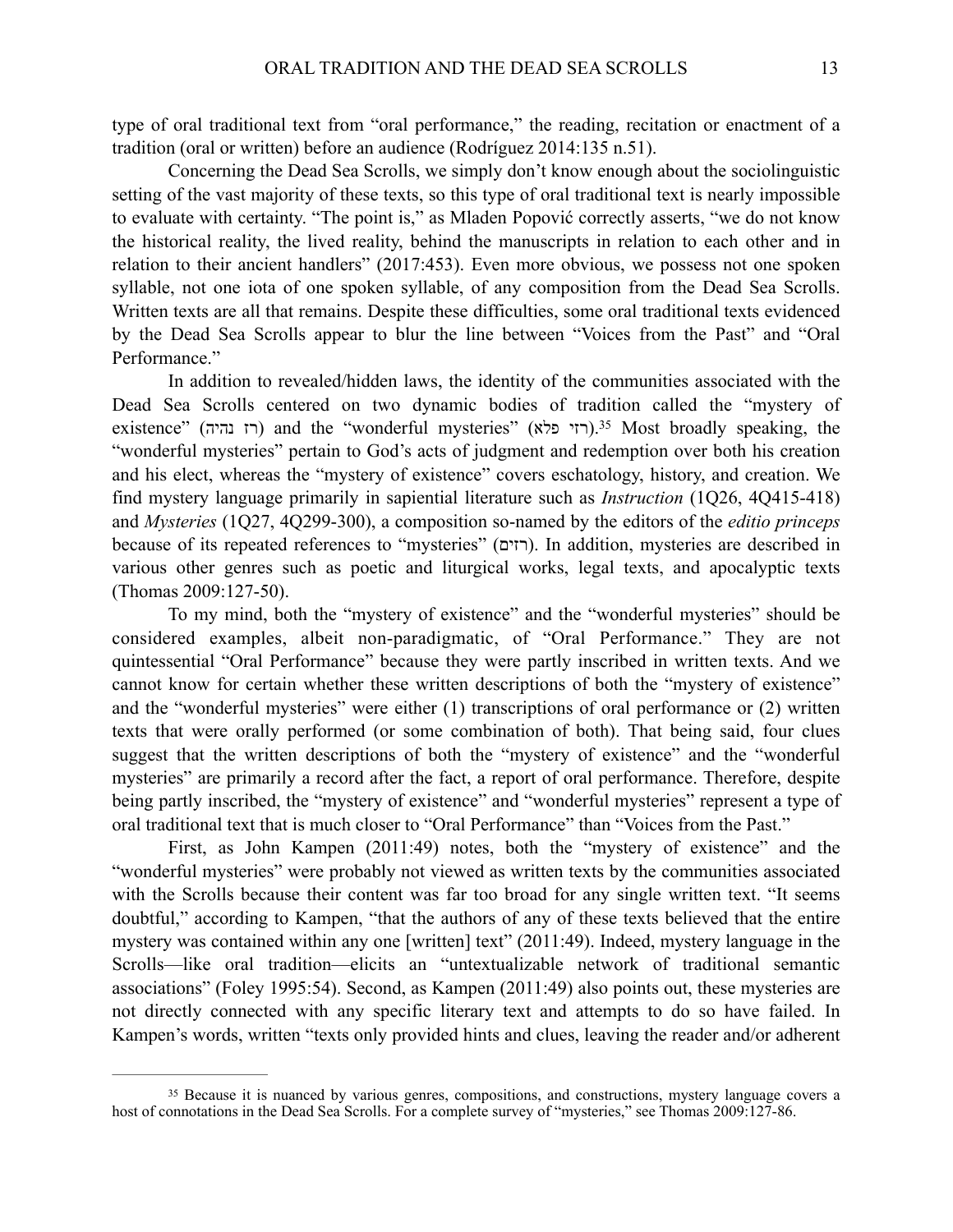type of oral traditional text from "oral performance," the reading, recitation or enactment of a tradition (oral or written) before an audience (Rodríguez 2014:135 n.51).

Concerning the Dead Sea Scrolls, we simply don't know enough about the sociolinguistic setting of the vast majority of these texts, so this type of oral traditional text is nearly impossible to evaluate with certainty. "The point is," as Mladen Popović correctly asserts, "we do not know the historical reality, the lived reality, behind the manuscripts in relation to each other and in relation to their ancient handlers" (2017:453). Even more obvious, we possess not one spoken syllable, not one iota of one spoken syllable, of any composition from the Dead Sea Scrolls. Written texts are all that remains. Despite these difficulties, some oral traditional texts evidenced by the Dead Sea Scrolls appear to blur the line between "Voices from the Past" and "Oral Performance."

In addition to revealed/hidden laws, the identity of the communities associated with the Dead Sea Scrolls centered on two dynamic bodies of tradition called the "mystery of existence" (רז נהיה) and the "wonderful mysteries" (רזי פלא).[35] Most broadly speaking, the "wonderful mysteries" pertain to God's acts of judgment and redemption over both his creation and his elect, whereas the "mystery of existence" covers eschatology, history, and creation. We find mystery language primarily in sapiential literature such as *Instruction* (1Q26, 4Q415-418) and *Mysteries* (1Q27, 4Q299-300), a composition so-named by the editors of the *editio princeps* because of its repeated references to "mysteries" (רזים). In addition, mysteries are described in various other genres such as poetic and liturgical works, legal texts, and apocalyptic texts (Thomas 2009:127-50).

To my mind, both the "mystery of existence" and the "wonderful mysteries" should be considered examples, albeit non-paradigmatic, of "Oral Performance." They are not quintessential "Oral Performance" because they were partly inscribed in written texts. And we cannot know for certain whether these written descriptions of both the "mystery of existence" and the "wonderful mysteries" were either (1) transcriptions of oral performance or (2) written texts that were orally performed (or some combination of both). That being said, four clues suggest that the written descriptions of both the "mystery of existence" and the "wonderful mysteries" are primarily a record after the fact, a report of oral performance. Therefore, despite being partly inscribed, the "mystery of existence" and "wonderful mysteries" represent a type of oral traditional text that is much closer to "Oral Performance" than "Voices from the Past."

First, as John Kampen (2011:49) notes, both the "mystery of existence" and the "wonderful mysteries" were probably not viewed as written texts by the communities associated with the Scrolls because their content was far too broad for any single written text. "It seems doubtful," according to Kampen, "that the authors of any of these texts believed that the entire mystery was contained within any one [written] text" (2011:49). Indeed, mystery language in the Scrolls—like oral tradition—elicits an "untextualizable network of traditional semantic associations" (Foley 1995:54). Second, as Kampen (2011:49) also points out, these mysteries are not directly connected with any specific literary text and attempts to do so have failed. In Kampen's words, written "texts only provided hints and clues, leaving the reader and/or adherent

---

[35] Because it is nuanced by various genres, compositions, and constructions, mystery language covers a host of connotations in the Dead Sea Scrolls. For a complete survey of "mysteries," see Thomas 2009:127-86.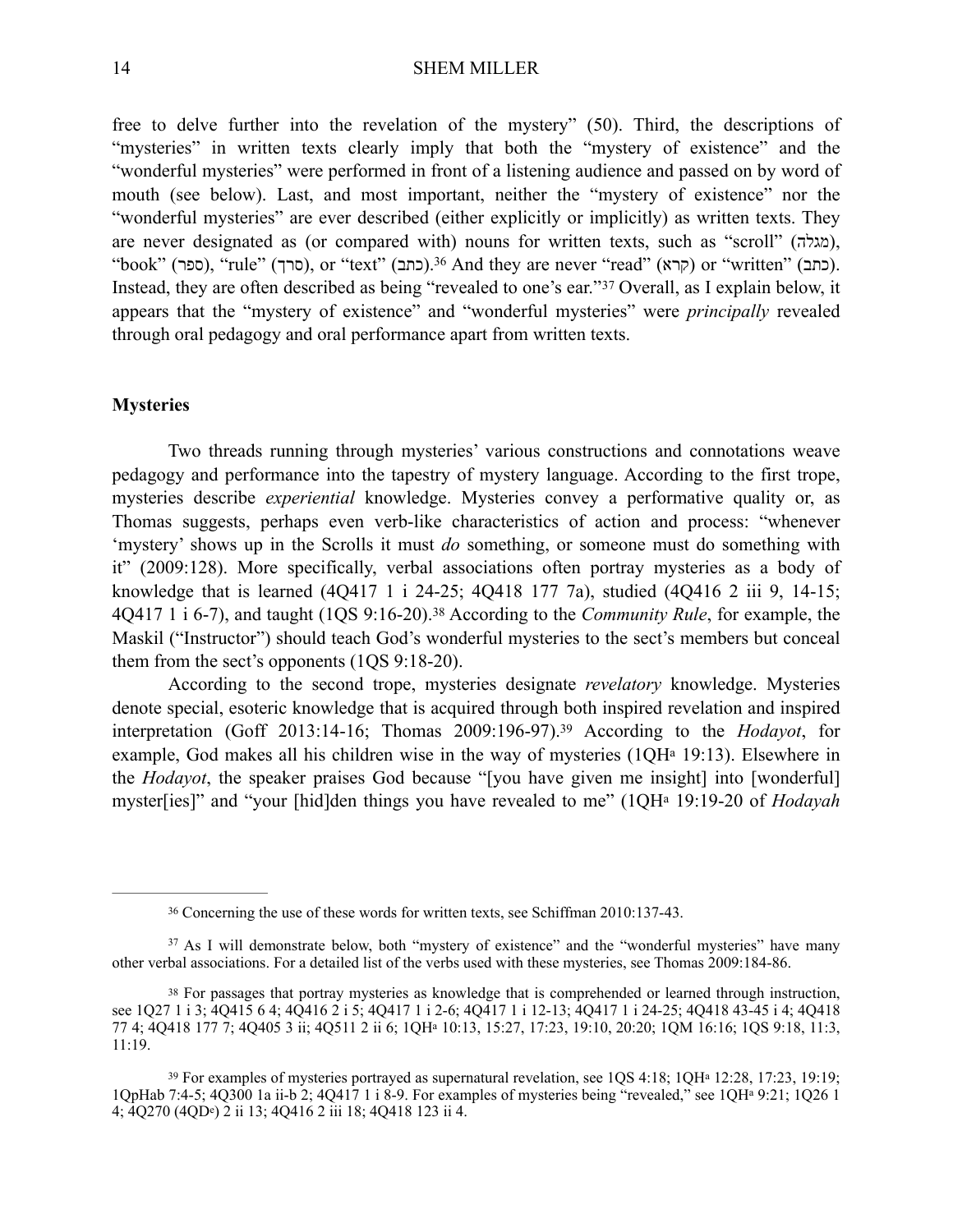free to delve further into the revelation of the mystery" (50). Third, the descriptions of "mysteries" in written texts clearly imply that both the "mystery of existence" and the "wonderful mysteries" were performed in front of a listening audience and passed on by word of mouth (see below). Last, and most important, neither the "mystery of existence" nor the "wonderful mysteries" are ever described (either explicitly or implicitly) as written texts. They are never designated as (or compared with) nouns for written texts, such as "scroll" (מגלה), "book" (ספר), "rule" (סרך), or "text" (כתב).[36] And they are never "read" (קרא) or "written" (כתב). Instead, they are often described as being "revealed to one's ear."[37] Overall, as I explain below, it appears that the "mystery of existence" and "wonderful mysteries" were *principally* revealed through oral pedagogy and oral performance apart from written texts.

**Mysteries**

Two threads running through mysteries' various constructions and connotations weave pedagogy and performance into the tapestry of mystery language. According to the first trope, mysteries describe *experiential* knowledge. Mysteries convey a performative quality or, as Thomas suggests, perhaps even verb-like characteristics of action and process: "whenever 'mystery' shows up in the Scrolls it must *do* something, or someone must do something with it" (2009:128). More specifically, verbal associations often portray mysteries as a body of knowledge that is learned (4Q417 1 i 24-25; 4Q418 177 7a), studied (4Q416 2 iii 9, 14-15; 4Q417 1 i 6-7), and taught (1QS 9:16-20).[38] According to the *Community Rule*, for example, the Maskil ("Instructor") should teach God's wonderful mysteries to the sect's members but conceal them from the sect's opponents (1QS 9:18-20).

According to the second trope, mysteries designate *revelatory* knowledge. Mysteries denote special, esoteric knowledge that is acquired through both inspired revelation and inspired interpretation (Goff 2013:14-16; Thomas 2009:196-97).[39] According to the *Hodayot*, for example, God makes all his children wise in the way of mysteries (1QH[a] 19:13). Elsewhere in the *Hodayot*, the speaker praises God because "[you have given me insight] into [wonderful] myster[ies]" and "your [hid]den things you have revealed to me" (1QH[a] 19:19-20 of *Hodayah*

---

[36] Concerning the use of these words for written texts, see Schiffman 2010:137-43.

[37] As I will demonstrate below, both "mystery of existence" and the "wonderful mysteries" have many other verbal associations. For a detailed list of the verbs used with these mysteries, see Thomas 2009:184-86.

[38] For passages that portray mysteries as knowledge that is comprehended or learned through instruction, see 1Q27 1 i 3; 4Q415 6 4; 4Q416 2 i 5; 4Q417 1 i 2-6; 4Q417 1 i 12-13; 4Q417 1 i 24-25; 4Q418 43-45 i 4; 4Q418 77 4; 4Q418 177 7; 4Q405 3 ii; 4Q511 2 ii 6; 1QH[a] 10:13, 15:27, 17:23, 19:10, 20:20; 1QM 16:16; 1QS 9:18, 11:3, 11:19.

[39] For examples of mysteries portrayed as supernatural revelation, see 1QS 4:18; 1QH[a] 12:28, 17:23, 19:19; 1QpHab 7:4-5; 4Q300 1a ii-b 2; 4Q417 1 i 8-9. For examples of mysteries being "revealed," see 1QH[a] 9:21; 1Q26 1 4; 4Q270 (4QD[e]) 2 ii 13; 4Q416 2 iii 18; 4Q418 123 ii 4.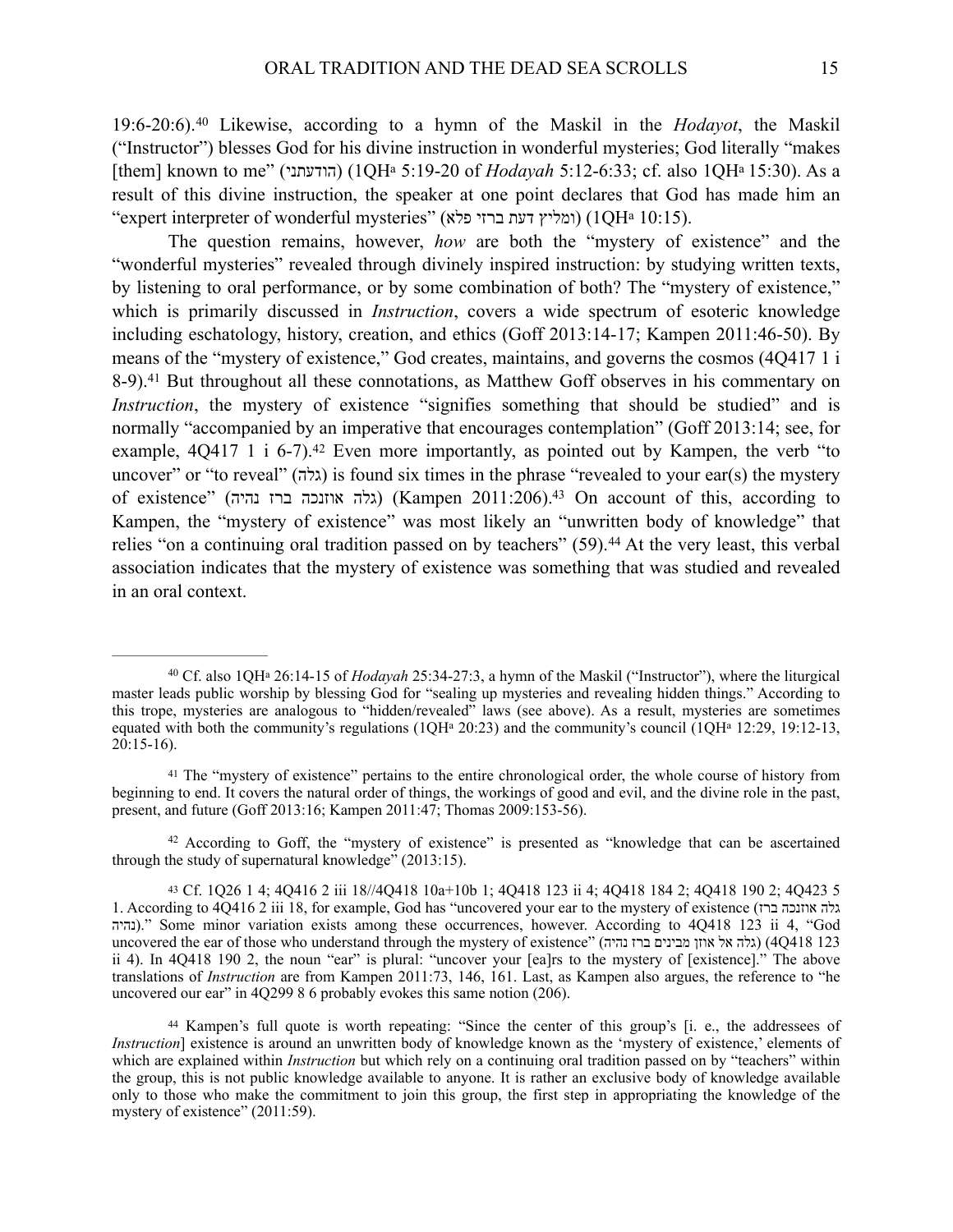19:6-20:6).[40] Likewise, according to a hymn of the Maskil in the *Hodayot*, the Maskil ("Instructor") blesses God for his divine instruction in wonderful mysteries; God literally "makes [them] known to me" (הודעתני) (1QH[a] 5:19-20 of *Hodayah* 5:12-6:33; cf. also 1QH[a] 15:30). As a result of this divine instruction, the speaker at one point declares that God has made him an "expert interpreter of wonderful mysteries" (ומליץ דעת ברזי פלא) (1QH[a] 10:15).

The question remains, however, *how* are both the "mystery of existence" and the "wonderful mysteries" revealed through divinely inspired instruction: by studying written texts, by listening to oral performance, or by some combination of both? The "mystery of existence," which is primarily discussed in *Instruction*, covers a wide spectrum of esoteric knowledge including eschatology, history, creation, and ethics (Goff 2013:14-17; Kampen 2011:46-50). By means of the "mystery of existence," God creates, maintains, and governs the cosmos (4Q417 1 i 8-9).[41] But throughout all these connotations, as Matthew Goff observes in his commentary on *Instruction*, the mystery of existence "signifies something that should be studied" and is normally "accompanied by an imperative that encourages contemplation" (Goff 2013:14; see, for example, 4Q417 1 i 6-7).[42] Even more importantly, as pointed out by Kampen, the verb "to uncover" or "to reveal" (גלה) is found six times in the phrase "revealed to your ear(s) the mystery of existence" (גלה אוזנכה ברז נהיה) (Kampen 2011:206).[43] On account of this, according to Kampen, the "mystery of existence" was most likely an "unwritten body of knowledge" that relies "on a continuing oral tradition passed on by teachers" (59).[44] At the very least, this verbal association indicates that the mystery of existence was something that was studied and revealed in an oral context.

---

[40] Cf. also 1QH[a] 26:14-15 of *Hodayah* 25:34-27:3, a hymn of the Maskil ("Instructor"), where the liturgical master leads public worship by blessing God for "sealing up mysteries and revealing hidden things." According to this trope, mysteries are analogous to "hidden/revealed" laws (see above). As a result, mysteries are sometimes equated with both the community's regulations (1QH[a] 20:23) and the community's council (1QH[a] 12:29, 19:12-13, 20:15-16).

[41] The "mystery of existence" pertains to the entire chronological order, the whole course of history from beginning to end. It covers the natural order of things, the workings of good and evil, and the divine role in the past, present, and future (Goff 2013:16; Kampen 2011:47; Thomas 2009:153-56).

[42] According to Goff, the "mystery of existence" is presented as "knowledge that can be ascertained through the study of supernatural knowledge" (2013:15).

[43] Cf. 1Q26 1 4; 4Q416 2 iii 18//4Q418 10a+10b 1; 4Q418 123 ii 4; 4Q418 184 2; 4Q418 190 2; 4Q423 5 1. According to 4Q416 2 iii 18, for example, God has "uncovered your ear to the mystery of existence (גלה אוזנכה ברז נהיה)." Some minor variation exists among these occurrences, however. According to 4Q418 123 ii 4, "God uncovered the ear of those who understand through the mystery of existence" (גלה אל אוזן מבינים ברז נהיה) (4Q418 123 ii 4). In 4Q418 190 2, the noun "ear" is plural: "uncover your [ea]rs to the mystery of [existence]." The above translations of *Instruction* are from Kampen 2011:73, 146, 161. Last, as Kampen also argues, the reference to "he uncovered our ear" in 4Q299 8 6 probably evokes this same notion (206).

[44] Kampen's full quote is worth repeating: "Since the center of this group's [i. e., the addressees of *Instruction*] existence is around an unwritten body of knowledge known as the 'mystery of existence,' elements of which are explained within *Instruction* but which rely on a continuing oral tradition passed on by "teachers" within the group, this is not public knowledge available to anyone. It is rather an exclusive body of knowledge available only to those who make the commitment to join this group, the first step in appropriating the knowledge of the mystery of existence" (2011:59).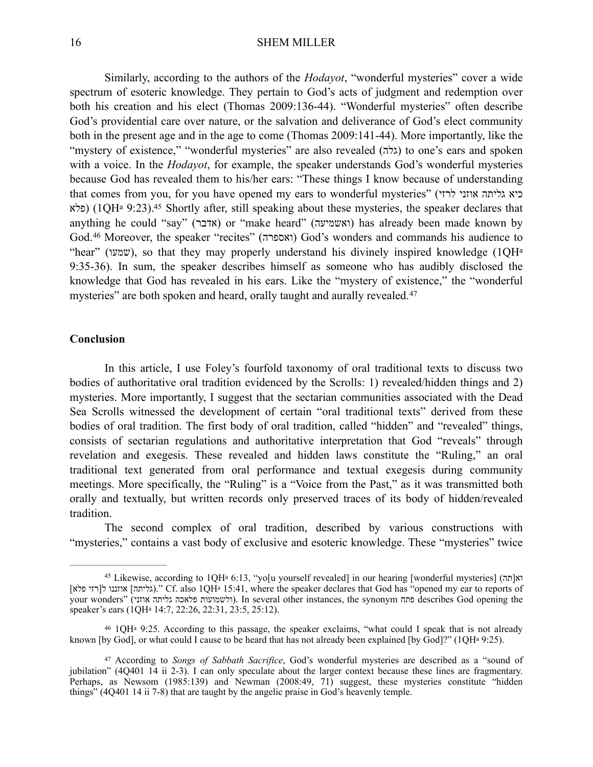Similarly, according to the authors of the *Hodayot*, “wonderful mysteries” cover a wide spectrum of esoteric knowledge. They pertain to God’s acts of judgment and redemption over both his creation and his elect (Thomas 2009:136-44). “Wonderful mysteries” often describe God’s providential care over nature, or the salvation and deliverance of God’s elect community both in the present age and in the age to come (Thomas 2009:141-44). More importantly, like the “mystery of existence,” “wonderful mysteries” are also revealed (גלה) to one’s ears and spoken with a voice. In the *Hodayot*, for example, the speaker understands God’s wonderful mysteries because God has revealed them to his/her ears: “These things I know because of understanding that comes from you, for you have opened my ears to wonderful mysteries” (כיא גליתה אוזני לרזי פלא) (1QH[a] 9:23).[45] Shortly after, still speaking about these mysteries, the speaker declares that anything he could “say” (אדבר) or “make heard” (ואשמיעה) has already been made known by God.[46] Moreover, the speaker “recites” (ואספרה) God’s wonders and commands his audience to “hear” (שמעו), so that they may properly understand his divinely inspired knowledge (1QH[a] 9:35-36). In sum, the speaker describes himself as someone who has audibly disclosed the knowledge that God has revealed in his ears. Like the “mystery of existence,” the “wonderful mysteries” are both spoken and heard, orally taught and aurally revealed.[47]

## Conclusion

In this article, I use Foley’s fourfold taxonomy of oral traditional texts to discuss two bodies of authoritative oral tradition evidenced by the Scrolls: 1) revealed/hidden things and 2) mysteries. More importantly, I suggest that the sectarian communities associated with the Dead Sea Scrolls witnessed the development of certain “oral traditional texts” derived from these bodies of oral tradition. The first body of oral tradition, called “hidden” and “revealed” things, consists of sectarian regulations and authoritative interpretation that God “reveals” through revelation and exegesis. These revealed and hidden laws constitute the “Ruling,” an oral traditional text generated from oral performance and textual exegesis during community meetings. More specifically, the “Ruling” is a “Voice from the Past,” as it was transmitted both orally and textually, but written records only preserved traces of its body of hidden/revealed tradition.

The second complex of oral tradition, described by various constructions with “mysteries,” contains a vast body of exclusive and esoteric knowledge. These “mysteries” twice

---

[45] Likewise, according to 1QH[a] 6:13, “yo[u yourself revealed] in our hearing [wonderful mysteries] (וא]תה גליתה] אוזננו ל[רזי פלא])." Cf. also 1QH[a] 15:41, where the speaker declares that God has “opened my ear to reports of your wonders” (ולשמועות פלאכה גליתה אוזני). In several other instances, the synonym פתח describes God opening the speaker’s ears (1QH[a] 14:7, 22:26, 22:31, 23:5, 25:12).

[46] 1QH[a] 9:25. According to this passage, the speaker exclaims, “what could I speak that is not already known [by God], or what could I cause to be heard that has not already been explained [by God]?” (1QH[a] 9:25).

[47] According to *Songs of Sabbath Sacrifice*, God’s wonderful mysteries are described as a “sound of jubilation” (4Q401 14 ii 2-3). I can only speculate about the larger context because these lines are fragmentary. Perhaps, as Newsom (1985:139) and Newman (2008:49, 71) suggest, these mysteries constitute “hidden things” (4Q401 14 ii 7-8) that are taught by the angelic praise in God’s heavenly temple.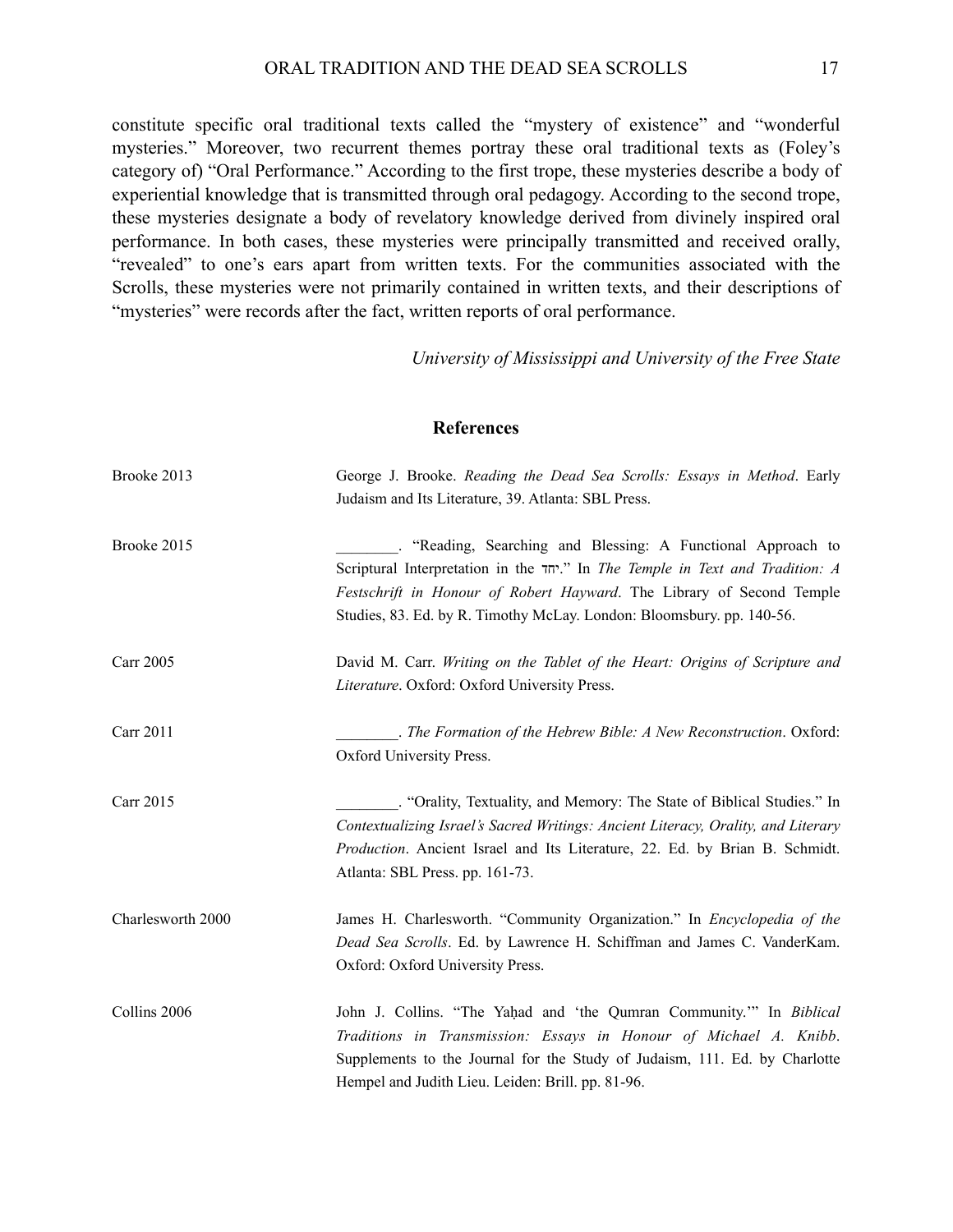constitute specific oral traditional texts called the "mystery of existence" and "wonderful mysteries." Moreover, two recurrent themes portray these oral traditional texts as (Foley's category of) "Oral Performance." According to the first trope, these mysteries describe a body of experiential knowledge that is transmitted through oral pedagogy. According to the second trope, these mysteries designate a body of revelatory knowledge derived from divinely inspired oral performance. In both cases, these mysteries were principally transmitted and received orally, "revealed" to one's ears apart from written texts. For the communities associated with the Scrolls, these mysteries were not primarily contained in written texts, and their descriptions of "mysteries" were records after the fact, written reports of oral performance.

*University of Mississippi and University of the Free State*

## References

| | |
|---|---|
| Brooke 2013 | George J. Brooke. *Reading the Dead Sea Scrolls: Essays in Method*. Early Judaism and Its Literature, 39. Atlanta: SBL Press. |
| Brooke 2015 | ________. "Reading, Searching and Blessing: A Functional Approach to Scriptural Interpretation in the יחד." In *The Temple in Text and Tradition: A Festschrift in Honour of Robert Hayward*. The Library of Second Temple Studies, 83. Ed. by R. Timothy McLay. London: Bloomsbury. pp. 140-56. |
| Carr 2005 | David M. Carr. *Writing on the Tablet of the Heart: Origins of Scripture and Literature*. Oxford: Oxford University Press. |
| Carr 2011 | ________. *The Formation of the Hebrew Bible: A New Reconstruction*. Oxford: Oxford University Press. |
| Carr 2015 | ________. "Orality, Textuality, and Memory: The State of Biblical Studies." In *Contextualizing Israel's Sacred Writings: Ancient Literacy, Orality, and Literary Production*. Ancient Israel and Its Literature, 22. Ed. by Brian B. Schmidt. Atlanta: SBL Press. pp. 161-73. |
| Charlesworth 2000 | James H. Charlesworth. "Community Organization." In *Encyclopedia of the Dead Sea Scrolls*. Ed. by Lawrence H. Schiffman and James C. VanderKam. Oxford: Oxford University Press. |
| Collins 2006 | John J. Collins. "The Yaḥad and 'the Qumran Community.'" In *Biblical Traditions in Transmission: Essays in Honour of Michael A. Knibb*. Supplements to the Journal for the Study of Judaism, 111. Ed. by Charlotte Hempel and Judith Lieu. Leiden: Brill. pp. 81-96. |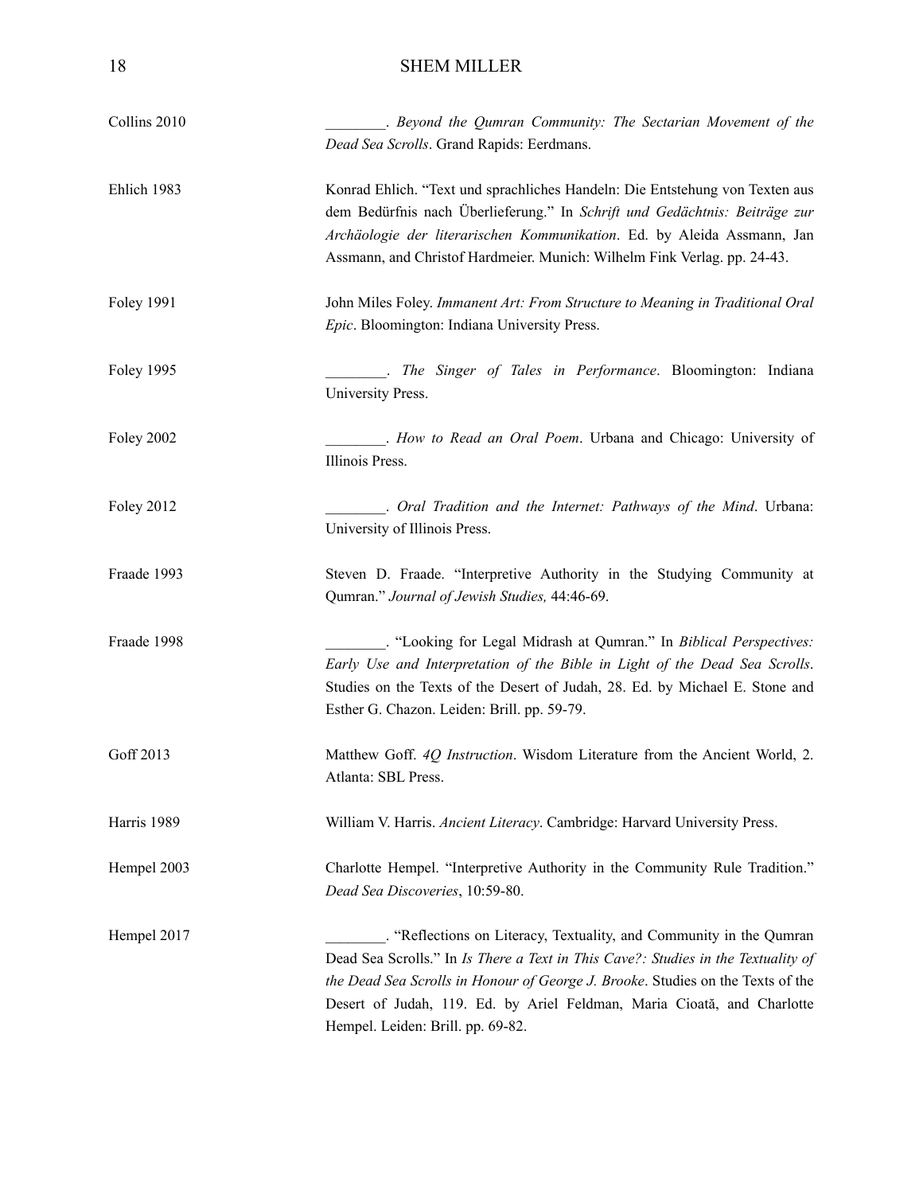Collins 2010 ________. *Beyond the Qumran Community: The Sectarian Movement of the Dead Sea Scrolls*. Grand Rapids: Eerdmans.

Ehlich 1983 Konrad Ehlich. "Text und sprachliches Handeln: Die Entstehung von Texten aus dem Bedürfnis nach Überlieferung." In *Schrift und Gedächtnis: Beiträge zur Archäologie der literarischen Kommunikation*. Ed. by Aleida Assmann, Jan Assmann, and Christof Hardmeier. Munich: Wilhelm Fink Verlag. pp. 24-43.

Foley 1991 John Miles Foley. *Immanent Art: From Structure to Meaning in Traditional Oral Epic*. Bloomington: Indiana University Press.

Foley 1995 ________. *The Singer of Tales in Performance*. Bloomington: Indiana University Press.

Foley 2002 ________. *How to Read an Oral Poem*. Urbana and Chicago: University of Illinois Press.

Foley 2012 ________. *Oral Tradition and the Internet: Pathways of the Mind*. Urbana: University of Illinois Press.

Fraade 1993 Steven D. Fraade. "Interpretive Authority in the Studying Community at Qumran." *Journal of Jewish Studies,* 44:46-69.

Fraade 1998 ________. "Looking for Legal Midrash at Qumran." In *Biblical Perspectives: Early Use and Interpretation of the Bible in Light of the Dead Sea Scrolls*. Studies on the Texts of the Desert of Judah, 28. Ed. by Michael E. Stone and Esther G. Chazon. Leiden: Brill. pp. 59-79.

Goff 2013 Matthew Goff. *4Q Instruction*. Wisdom Literature from the Ancient World, 2. Atlanta: SBL Press.

Harris 1989 William V. Harris. *Ancient Literacy*. Cambridge: Harvard University Press.

Hempel 2003 Charlotte Hempel. "Interpretive Authority in the Community Rule Tradition." *Dead Sea Discoveries*, 10:59-80.

Hempel 2017 ________. "Reflections on Literacy, Textuality, and Community in the Qumran Dead Sea Scrolls." In *Is There a Text in This Cave?: Studies in the Textuality of the Dead Sea Scrolls in Honour of George J. Brooke*. Studies on the Texts of the Desert of Judah, 119. Ed. by Ariel Feldman, Maria Cioată, and Charlotte Hempel. Leiden: Brill. pp. 69-82.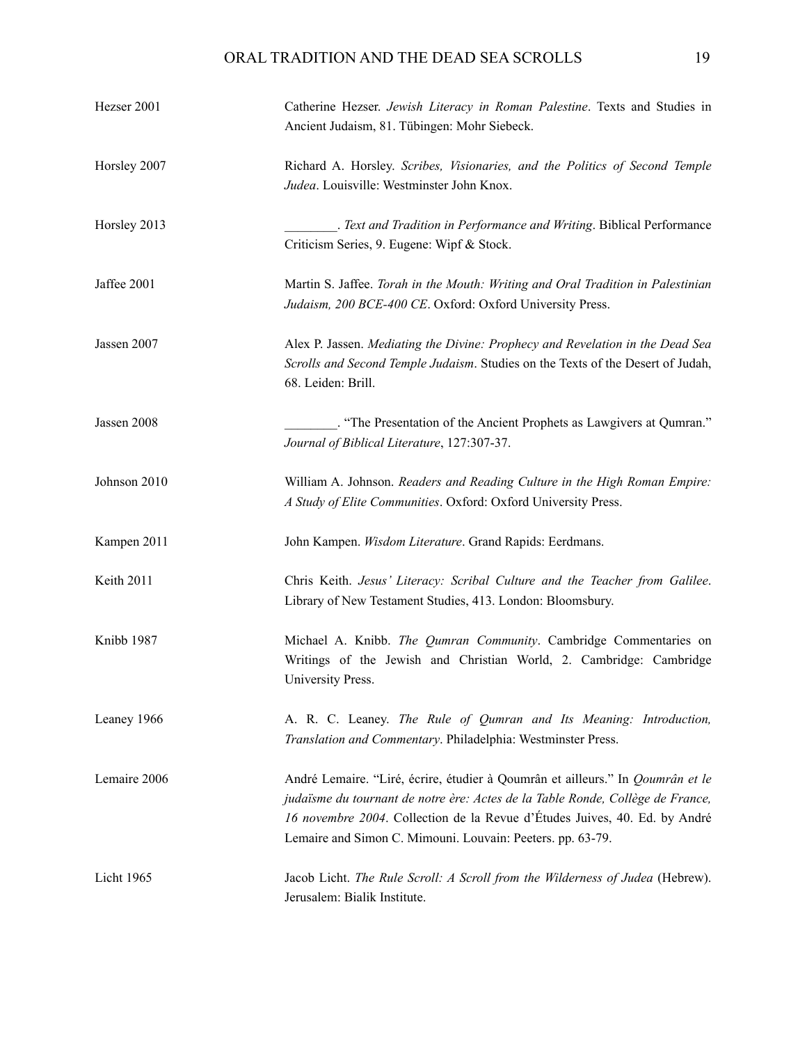| | |
|---|---|
| Hezser 2001 | Catherine Hezser. *Jewish Literacy in Roman Palestine*. Texts and Studies in Ancient Judaism, 81. Tübingen: Mohr Siebeck. |
| Horsley 2007 | Richard A. Horsley. *Scribes, Visionaries, and the Politics of Second Temple Judea*. Louisville: Westminster John Knox. |
| Horsley 2013 | ________. *Text and Tradition in Performance and Writing*. Biblical Performance Criticism Series, 9. Eugene: Wipf & Stock. |
| Jaffee 2001 | Martin S. Jaffee. *Torah in the Mouth: Writing and Oral Tradition in Palestinian Judaism, 200 BCE-400 CE*. Oxford: Oxford University Press. |
| Jassen 2007 | Alex P. Jassen. *Mediating the Divine: Prophecy and Revelation in the Dead Sea Scrolls and Second Temple Judaism*. Studies on the Texts of the Desert of Judah, 68. Leiden: Brill. |
| Jassen 2008 | ________. "The Presentation of the Ancient Prophets as Lawgivers at Qumran." *Journal of Biblical Literature*, 127:307-37. |
| Johnson 2010 | William A. Johnson. *Readers and Reading Culture in the High Roman Empire: A Study of Elite Communities*. Oxford: Oxford University Press. |
| Kampen 2011 | John Kampen. *Wisdom Literature*. Grand Rapids: Eerdmans. |
| Keith 2011 | Chris Keith. *Jesus' Literacy: Scribal Culture and the Teacher from Galilee*. Library of New Testament Studies, 413. London: Bloomsbury. |
| Knibb 1987 | Michael A. Knibb. *The Qumran Community*. Cambridge Commentaries on Writings of the Jewish and Christian World, 2. Cambridge: Cambridge University Press. |
| Leaney 1966 | A. R. C. Leaney. *The Rule of Qumran and Its Meaning: Introduction, Translation and Commentary*. Philadelphia: Westminster Press. |
| Lemaire 2006 | André Lemaire. "Liré, écrire, étudier à Qoumrân et ailleurs." In *Qoumrân et le judaïsme du tournant de notre ère: Actes de la Table Ronde, Collège de France, 16 novembre 2004*. Collection de la Revue d'Études Juives, 40. Ed. by André Lemaire and Simon C. Mimouni. Louvain: Peeters. pp. 63-79. |
| Licht 1965 | Jacob Licht. *The Rule Scroll: A Scroll from the Wilderness of Judea* (Hebrew). Jerusalem: Bialik Institute. |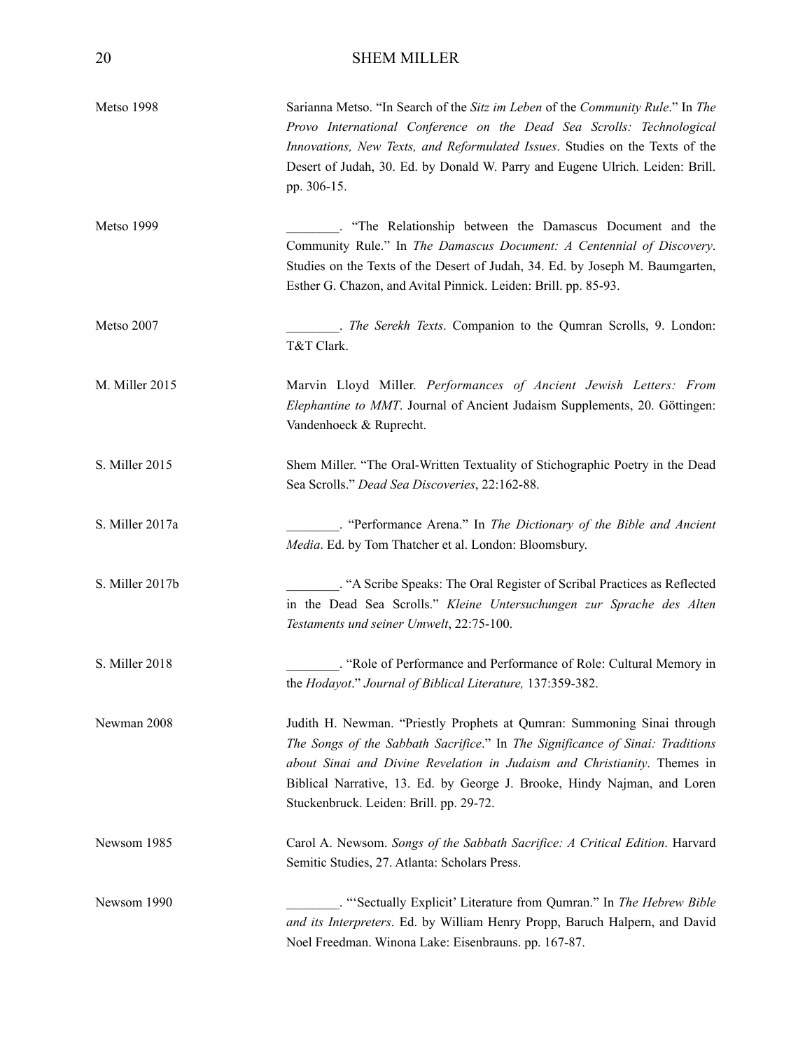| | |
|---|---|
| Metso 1998 | Sarianna Metso. "In Search of the *Sitz im Leben* of the *Community Rule*." In *The Provo International Conference on the Dead Sea Scrolls: Technological Innovations, New Texts, and Reformulated Issues*. Studies on the Texts of the Desert of Judah, 30. Ed. by Donald W. Parry and Eugene Ulrich. Leiden: Brill. pp. 306-15. |
| Metso 1999 | ________. "The Relationship between the Damascus Document and the Community Rule." In *The Damascus Document: A Centennial of Discovery*. Studies on the Texts of the Desert of Judah, 34. Ed. by Joseph M. Baumgarten, Esther G. Chazon, and Avital Pinnick. Leiden: Brill. pp. 85-93. |
| Metso 2007 | ________. *The Serekh Texts*. Companion to the Qumran Scrolls, 9. London: T&T Clark. |
| M. Miller 2015 | Marvin Lloyd Miller. *Performances of Ancient Jewish Letters: From Elephantine to MMT*. Journal of Ancient Judaism Supplements, 20. Göttingen: Vandenhoeck & Ruprecht. |
| S. Miller 2015 | Shem Miller. "The Oral-Written Textuality of Stichographic Poetry in the Dead Sea Scrolls." *Dead Sea Discoveries*, 22:162-88. |
| S. Miller 2017a | ________. "Performance Arena." In *The Dictionary of the Bible and Ancient Media*. Ed. by Tom Thatcher et al. London: Bloomsbury. |
| S. Miller 2017b | ________. "A Scribe Speaks: The Oral Register of Scribal Practices as Reflected in the Dead Sea Scrolls." *Kleine Untersuchungen zur Sprache des Alten Testaments und seiner Umwelt*, 22:75-100. |
| S. Miller 2018 | ________. "Role of Performance and Performance of Role: Cultural Memory in the *Hodayot*." *Journal of Biblical Literature,* 137:359-382. |
| Newman 2008 | Judith H. Newman. "Priestly Prophets at Qumran: Summoning Sinai through *The Songs of the Sabbath Sacrifice*." In *The Significance of Sinai: Traditions about Sinai and Divine Revelation in Judaism and Christianity*. Themes in Biblical Narrative, 13. Ed. by George J. Brooke, Hindy Najman, and Loren Stuckenbruck. Leiden: Brill. pp. 29-72. |
| Newsom 1985 | Carol A. Newsom. *Songs of the Sabbath Sacrifice: A Critical Edition*. Harvard Semitic Studies, 27. Atlanta: Scholars Press. |
| Newsom 1990 | ________. "'Sectually Explicit' Literature from Qumran." In *The Hebrew Bible and its Interpreters*. Ed. by William Henry Propp, Baruch Halpern, and David Noel Freedman. Winona Lake: Eisenbrauns. pp. 167-87. |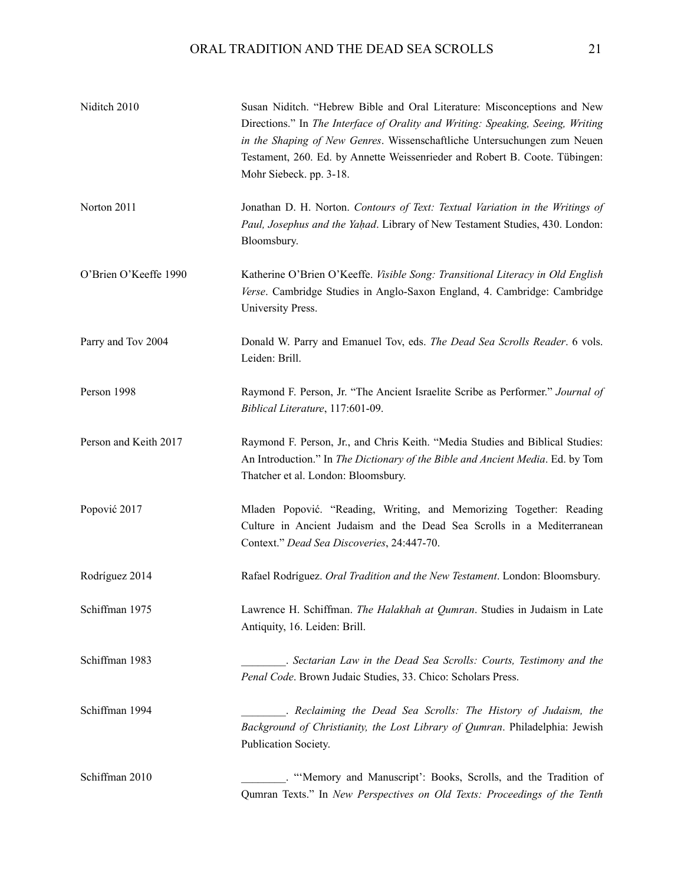Niditch 2010 — Susan Niditch. "Hebrew Bible and Oral Literature: Misconceptions and New Directions." In *The Interface of Orality and Writing: Speaking, Seeing, Writing in the Shaping of New Genres*. Wissenschaftliche Untersuchungen zum Neuen Testament, 260. Ed. by Annette Weissenrieder and Robert B. Coote. Tübingen: Mohr Siebeck. pp. 3-18.

Norton 2011 — Jonathan D. H. Norton. *Contours of Text: Textual Variation in the Writings of Paul, Josephus and the Yaḥad*. Library of New Testament Studies, 430. London: Bloomsbury.

O'Brien O'Keeffe 1990 — Katherine O'Brien O'Keeffe. *Visible Song: Transitional Literacy in Old English Verse*. Cambridge Studies in Anglo-Saxon England, 4. Cambridge: Cambridge University Press.

Parry and Tov 2004 — Donald W. Parry and Emanuel Tov, eds. *The Dead Sea Scrolls Reader*. 6 vols. Leiden: Brill.

Person 1998 — Raymond F. Person, Jr. "The Ancient Israelite Scribe as Performer." *Journal of Biblical Literature*, 117:601-09.

Person and Keith 2017 — Raymond F. Person, Jr., and Chris Keith. "Media Studies and Biblical Studies: An Introduction." In *The Dictionary of the Bible and Ancient Media*. Ed. by Tom Thatcher et al. London: Bloomsbury.

Popović 2017 — Mladen Popović. "Reading, Writing, and Memorizing Together: Reading Culture in Ancient Judaism and the Dead Sea Scrolls in a Mediterranean Context." *Dead Sea Discoveries*, 24:447-70.

Rodríguez 2014 — Rafael Rodríguez. *Oral Tradition and the New Testament*. London: Bloomsbury.

Schiffman 1975 — Lawrence H. Schiffman. *The Halakhah at Qumran*. Studies in Judaism in Late Antiquity, 16. Leiden: Brill.

Schiffman 1983 — ________. *Sectarian Law in the Dead Sea Scrolls: Courts, Testimony and the Penal Code*. Brown Judaic Studies, 33. Chico: Scholars Press.

Schiffman 1994 — ________. *Reclaiming the Dead Sea Scrolls: The History of Judaism, the Background of Christianity, the Lost Library of Qumran*. Philadelphia: Jewish Publication Society.

Schiffman 2010 — ________. "'Memory and Manuscript': Books, Scrolls, and the Tradition of Qumran Texts." In *New Perspectives on Old Texts: Proceedings of the Tenth*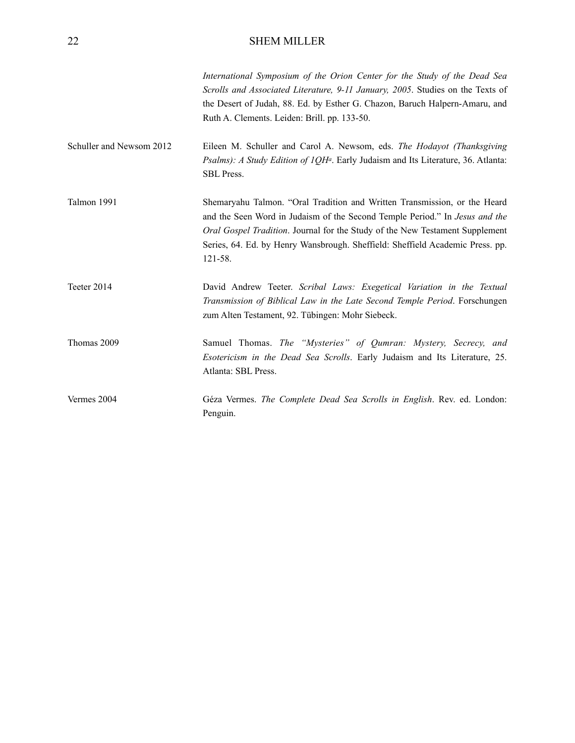*International Symposium of the Orion Center for the Study of the Dead Sea Scrolls and Associated Literature, 9-11 January, 2005*. Studies on the Texts of the Desert of Judah, 88. Ed. by Esther G. Chazon, Baruch Halpern-Amaru, and Ruth A. Clements. Leiden: Brill. pp. 133-50.

| | |
|---|---|
| Schuller and Newsom 2012 | Eileen M. Schuller and Carol A. Newsom, eds. *The Hodayot (Thanksgiving Psalms): A Study Edition of 1QH[a]*. Early Judaism and Its Literature, 36. Atlanta: SBL Press. |
| Talmon 1991 | Shemaryahu Talmon. "Oral Tradition and Written Transmission, or the Heard and the Seen Word in Judaism of the Second Temple Period." In *Jesus and the Oral Gospel Tradition*. Journal for the Study of the New Testament Supplement Series, 64. Ed. by Henry Wansbrough. Sheffield: Sheffield Academic Press. pp. 121-58. |
| Teeter 2014 | David Andrew Teeter. *Scribal Laws: Exegetical Variation in the Textual Transmission of Biblical Law in the Late Second Temple Period*. Forschungen zum Alten Testament, 92. Tübingen: Mohr Siebeck. |
| Thomas 2009 | Samuel Thomas. *The "Mysteries" of Qumran: Mystery, Secrecy, and Esotericism in the Dead Sea Scrolls*. Early Judaism and Its Literature, 25. Atlanta: SBL Press. |
| Vermes 2004 | Géza Vermes. *The Complete Dead Sea Scrolls in English*. Rev. ed. London: Penguin. |